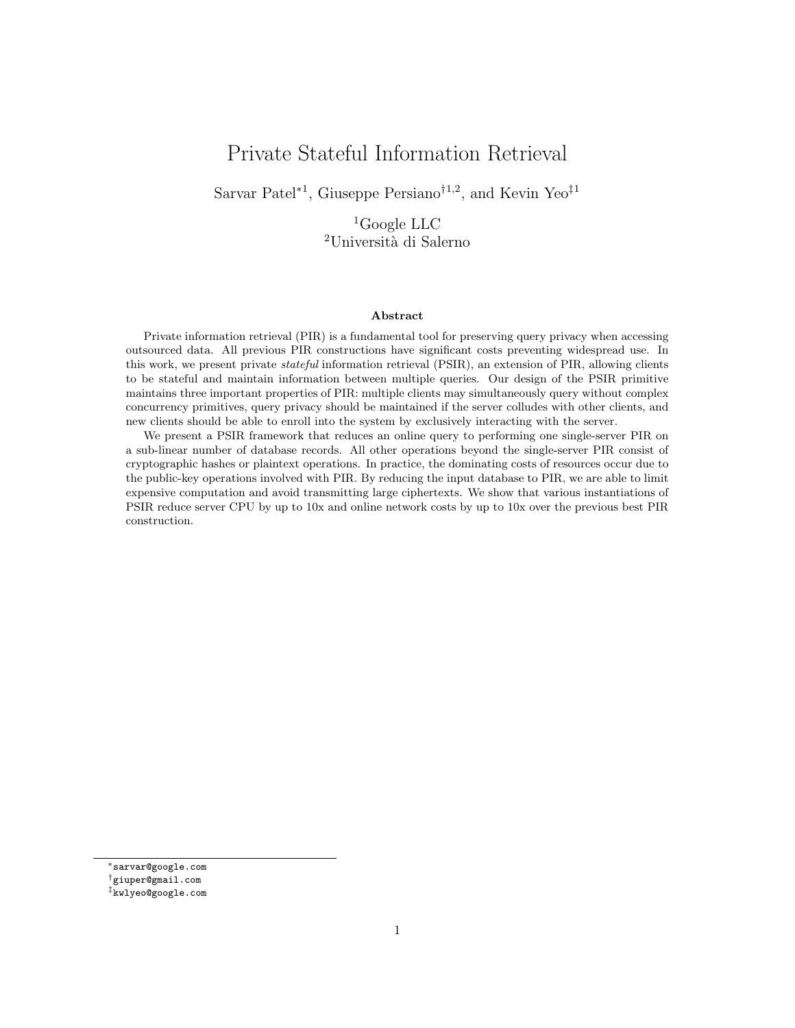# Private Stateful Information Retrieval

Sarvar Patel*[1], Giuseppe Persiano†[1,2], and Kevin Yeo‡[1]

[1]Google LLC
[2]Università di Salerno

## Abstract

Private information retrieval (PIR) is a fundamental tool for preserving query privacy when accessing outsourced data. All previous PIR constructions have significant costs preventing widespread use. In this work, we present private *stateful* information retrieval (PSIR), an extension of PIR, allowing clients to be stateful and maintain information between multiple queries. Our design of the PSIR primitive maintains three important properties of PIR: multiple clients may simultaneously query without complex concurrency primitives, query privacy should be maintained if the server colludes with other clients, and new clients should be able to enroll into the system by exclusively interacting with the server.

We present a PSIR framework that reduces an online query to performing one single-server PIR on a sub-linear number of database records. All other operations beyond the single-server PIR consist of cryptographic hashes or plaintext operations. In practice, the dominating costs of resources occur due to the public-key operations involved with PIR. By reducing the input database to PIR, we are able to limit expensive computation and avoid transmitting large ciphertexts. We show that various instantiations of PSIR reduce server CPU by up to 10x and online network costs by up to 10x over the previous best PIR construction.

---

*sarvar@google.com
†giuper@gmail.com
‡kwlyeo@google.com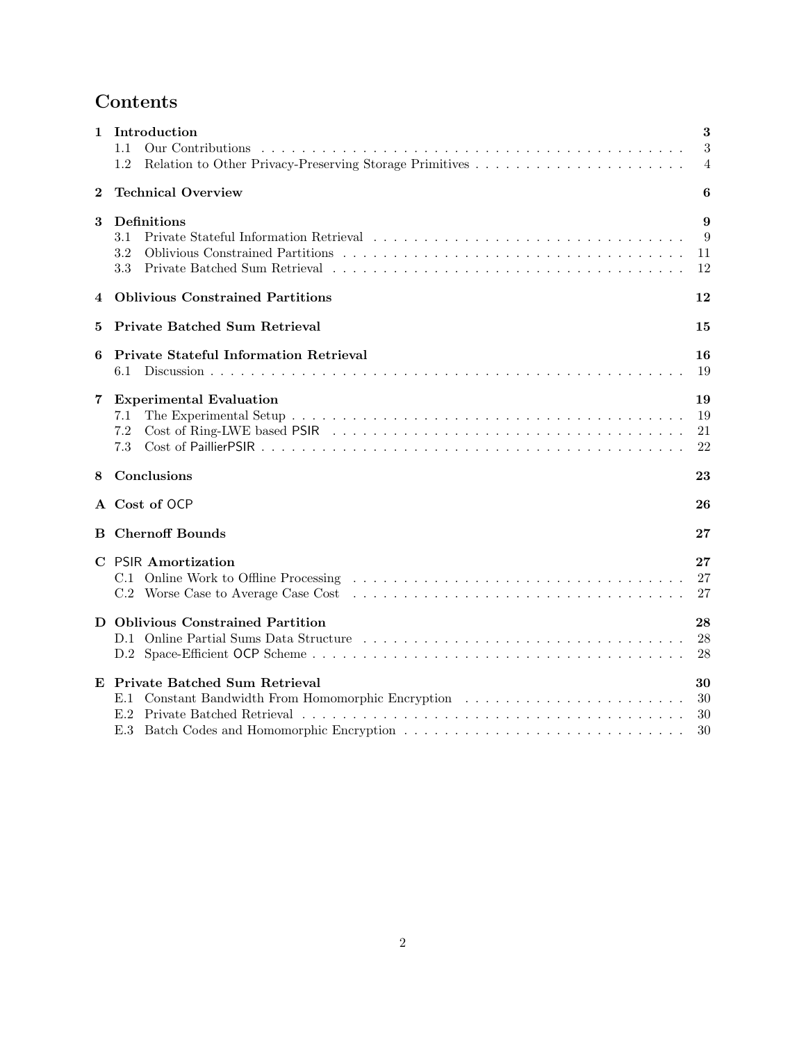# Contents

**1 Introduction** — 3
- 1.1 Our Contributions — 3
- 1.2 Relation to Other Privacy-Preserving Storage Primitives — 4

**2 Technical Overview** — 6

**3 Definitions** — 9
- 3.1 Private Stateful Information Retrieval — 9
- 3.2 Oblivious Constrained Partitions — 11
- 3.3 Private Batched Sum Retrieval — 12

**4 Oblivious Constrained Partitions** — 12

**5 Private Batched Sum Retrieval** — 15

**6 Private Stateful Information Retrieval** — 16
- 6.1 Discussion — 19

**7 Experimental Evaluation** — 19
- 7.1 The Experimental Setup — 19
- 7.2 Cost of Ring-LWE based PSIR — 21
- 7.3 Cost of PaillierPSIR — 22

**8 Conclusions** — 23

**A Cost of OCP** — 26

**B Chernoff Bounds** — 27

**C PSIR Amortization** — 27
- C.1 Online Work to Offline Processing — 27
- C.2 Worse Case to Average Case Cost — 27

**D Oblivious Constrained Partition** — 28
- D.1 Online Partial Sums Data Structure — 28
- D.2 Space-Efficient OCP Scheme — 28

**E Private Batched Sum Retrieval** — 30
- E.1 Constant Bandwidth From Homomorphic Encryption — 30
- E.2 Private Batched Retrieval — 30
- E.3 Batch Codes and Homomorphic Encryption — 30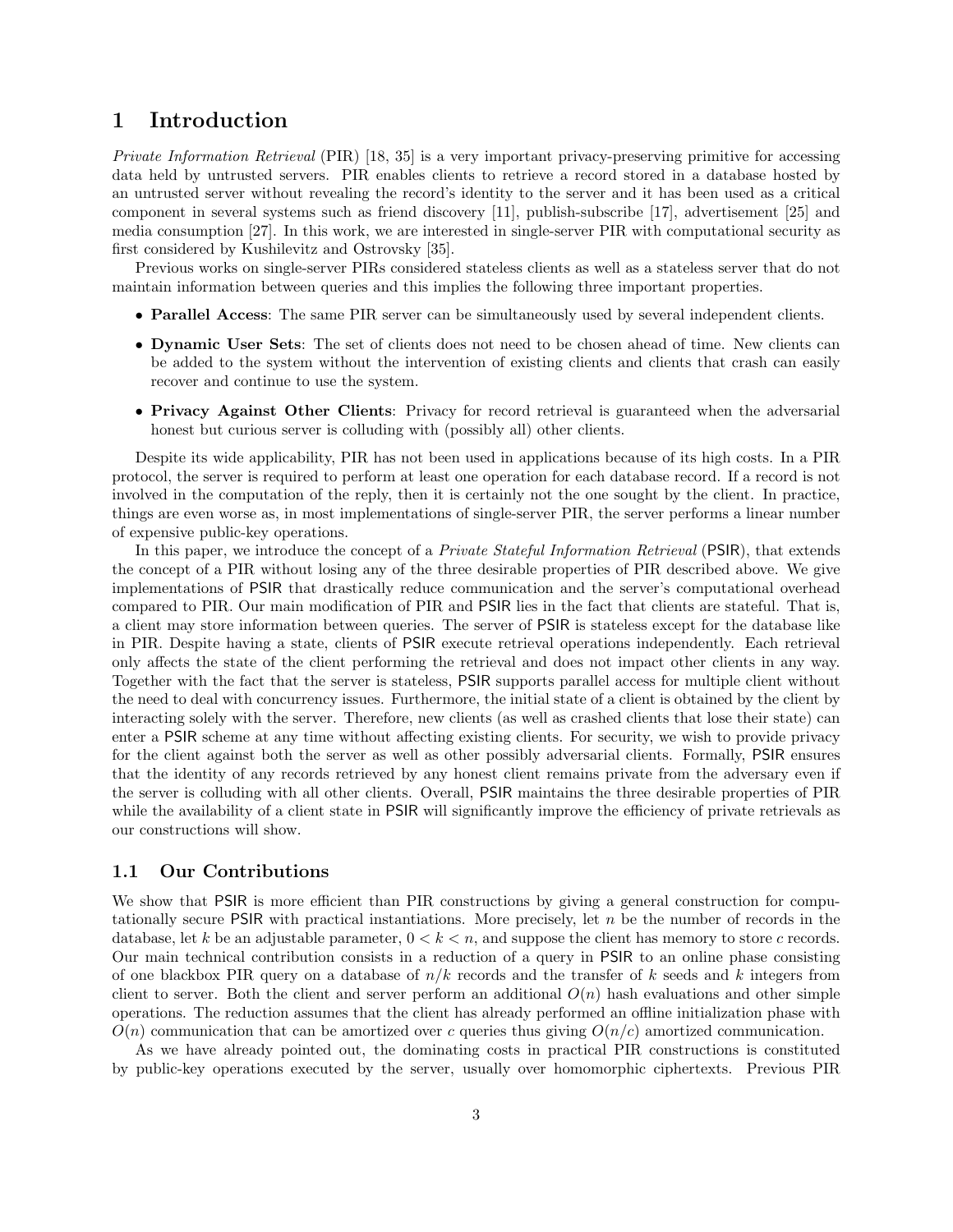# 1 Introduction

*Private Information Retrieval* (PIR) [18, 35] is a very important privacy-preserving primitive for accessing data held by untrusted servers. PIR enables clients to retrieve a record stored in a database hosted by an untrusted server without revealing the record's identity to the server and it has been used as a critical component in several systems such as friend discovery [11], publish-subscribe [17], advertisement [25] and media consumption [27]. In this work, we are interested in single-server PIR with computational security as first considered by Kushilevitz and Ostrovsky [35].

Previous works on single-server PIRs considered stateless clients as well as a stateless server that do not maintain information between queries and this implies the following three important properties.

- **Parallel Access**: The same PIR server can be simultaneously used by several independent clients.
- **Dynamic User Sets**: The set of clients does not need to be chosen ahead of time. New clients can be added to the system without the intervention of existing clients and clients that crash can easily recover and continue to use the system.
- **Privacy Against Other Clients**: Privacy for record retrieval is guaranteed when the adversarial honest but curious server is colluding with (possibly all) other clients.

Despite its wide applicability, PIR has not been used in applications because of its high costs. In a PIR protocol, the server is required to perform at least one operation for each database record. If a record is not involved in the computation of the reply, then it is certainly not the one sought by the client. In practice, things are even worse as, in most implementations of single-server PIR, the server performs a linear number of expensive public-key operations.

In this paper, we introduce the concept of a *Private Stateful Information Retrieval* (PSIR), that extends the concept of a PIR without losing any of the three desirable properties of PIR described above. We give implementations of PSIR that drastically reduce communication and the server's computational overhead compared to PIR. Our main modification of PIR and PSIR lies in the fact that clients are stateful. That is, a client may store information between queries. The server of PSIR is stateless except for the database like in PIR. Despite having a state, clients of PSIR execute retrieval operations independently. Each retrieval only affects the state of the client performing the retrieval and does not impact other clients in any way. Together with the fact that the server is stateless, PSIR supports parallel access for multiple client without the need to deal with concurrency issues. Furthermore, the initial state of a client is obtained by the client by interacting solely with the server. Therefore, new clients (as well as crashed clients that lose their state) can enter a PSIR scheme at any time without affecting existing clients. For security, we wish to provide privacy for the client against both the server as well as other possibly adversarial clients. Formally, PSIR ensures that the identity of any records retrieved by any honest client remains private from the adversary even if the server is colluding with all other clients. Overall, PSIR maintains the three desirable properties of PIR while the availability of a client state in PSIR will significantly improve the efficiency of private retrievals as our constructions will show.

## 1.1 Our Contributions

We show that PSIR is more efficient than PIR constructions by giving a general construction for computationally secure PSIR with practical instantiations. More precisely, let $n$ be the number of records in the database, let $k$ be an adjustable parameter, $0 < k < n$, and suppose the client has memory to store $c$ records. Our main technical contribution consists in a reduction of a query in PSIR to an online phase consisting of one blackbox PIR query on a database of $n/k$ records and the transfer of $k$ seeds and $k$ integers from client to server. Both the client and server perform an additional $O(n)$ hash evaluations and other simple operations. The reduction assumes that the client has already performed an offline initialization phase with $O(n)$ communication that can be amortized over $c$ queries thus giving $O(n/c)$ amortized communication.

As we have already pointed out, the dominating costs in practical PIR constructions is constituted by public-key operations executed by the server, usually over homomorphic ciphertexts. Previous PIR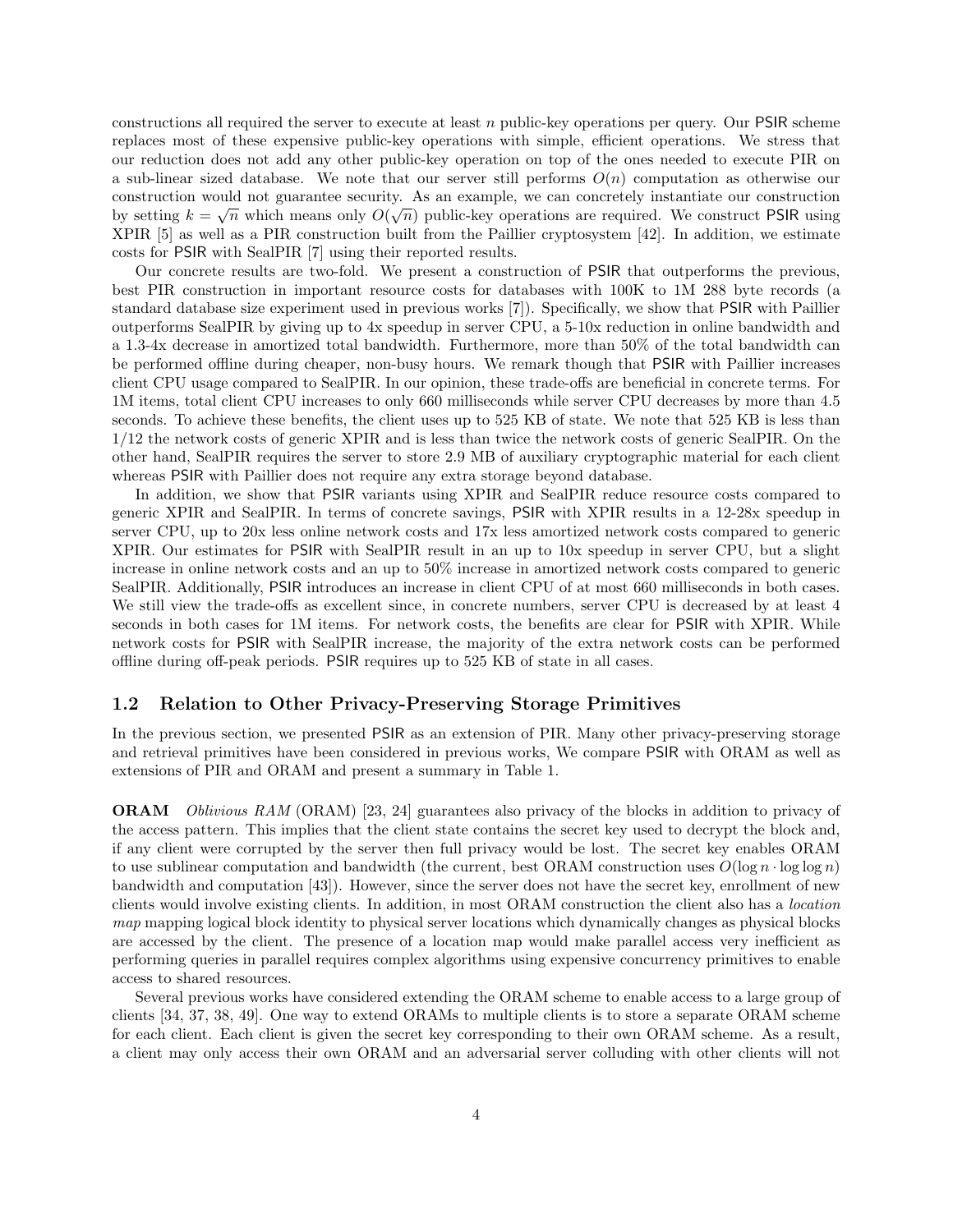constructions all required the server to execute at least $n$ public-key operations per query. Our PSIR scheme replaces most of these expensive public-key operations with simple, efficient operations. We stress that our reduction does not add any other public-key operation on top of the ones needed to execute PIR on a sub-linear sized database. We note that our server still performs $O(n)$ computation as otherwise our construction would not guarantee security. As an example, we can concretely instantiate our construction by setting $k = \sqrt{n}$ which means only $O(\sqrt{n})$ public-key operations are required. We construct PSIR using XPIR [5] as well as a PIR construction built from the Paillier cryptosystem [42]. In addition, we estimate costs for PSIR with SealPIR [7] using their reported results.

Our concrete results are two-fold. We present a construction of PSIR that outperforms the previous, best PIR construction in important resource costs for databases with 100K to 1M 288 byte records (a standard database size experiment used in previous works [7]). Specifically, we show that PSIR with Paillier outperforms SealPIR by giving up to 4x speedup in server CPU, a 5-10x reduction in online bandwidth and a 1.3-4x decrease in amortized total bandwidth. Furthermore, more than 50% of the total bandwidth can be performed offline during cheaper, non-busy hours. We remark though that PSIR with Paillier increases client CPU usage compared to SealPIR. In our opinion, these trade-offs are beneficial in concrete terms. For 1M items, total client CPU increases to only 660 milliseconds while server CPU decreases by more than 4.5 seconds. To achieve these benefits, the client uses up to 525 KB of state. We note that 525 KB is less than 1/12 the network costs of generic XPIR and is less than twice the network costs of generic SealPIR. On the other hand, SealPIR requires the server to store 2.9 MB of auxiliary cryptographic material for each client whereas PSIR with Paillier does not require any extra storage beyond database.

In addition, we show that PSIR variants using XPIR and SealPIR reduce resource costs compared to generic XPIR and SealPIR. In terms of concrete savings, PSIR with XPIR results in a 12-28x speedup in server CPU, up to 20x less online network costs and 17x less amortized network costs compared to generic XPIR. Our estimates for PSIR with SealPIR result in an up to 10x speedup in server CPU, but a slight increase in online network costs and an up to 50% increase in amortized network costs compared to generic SealPIR. Additionally, PSIR introduces an increase in client CPU of at most 660 milliseconds in both cases. We still view the trade-offs as excellent since, in concrete numbers, server CPU is decreased by at least 4 seconds in both cases for 1M items. For network costs, the benefits are clear for PSIR with XPIR. While network costs for PSIR with SealPIR increase, the majority of the extra network costs can be performed offline during off-peak periods. PSIR requires up to 525 KB of state in all cases.

## 1.2 Relation to Other Privacy-Preserving Storage Primitives

In the previous section, we presented PSIR as an extension of PIR. Many other privacy-preserving storage and retrieval primitives have been considered in previous works, We compare PSIR with ORAM as well as extensions of PIR and ORAM and present a summary in Table 1.

**ORAM** *Oblivious RAM* (ORAM) [23, 24] guarantees also privacy of the blocks in addition to privacy of the access pattern. This implies that the client state contains the secret key used to decrypt the block and, if any client were corrupted by the server then full privacy would be lost. The secret key enables ORAM to use sublinear computation and bandwidth (the current, best ORAM construction uses $O(\log n \cdot \log\log n)$ bandwidth and computation [43]). However, since the server does not have the secret key, enrollment of new clients would involve existing clients. In addition, in most ORAM construction the client also has a *location map* mapping logical block identity to physical server locations which dynamically changes as physical blocks are accessed by the client. The presence of a location map would make parallel access very inefficient as performing queries in parallel requires complex algorithms using expensive concurrency primitives to enable access to shared resources.

Several previous works have considered extending the ORAM scheme to enable access to a large group of clients [34, 37, 38, 49]. One way to extend ORAMs to multiple clients is to store a separate ORAM scheme for each client. Each client is given the secret key corresponding to their own ORAM scheme. As a result, a client may only access their own ORAM and an adversarial server colluding with other clients will not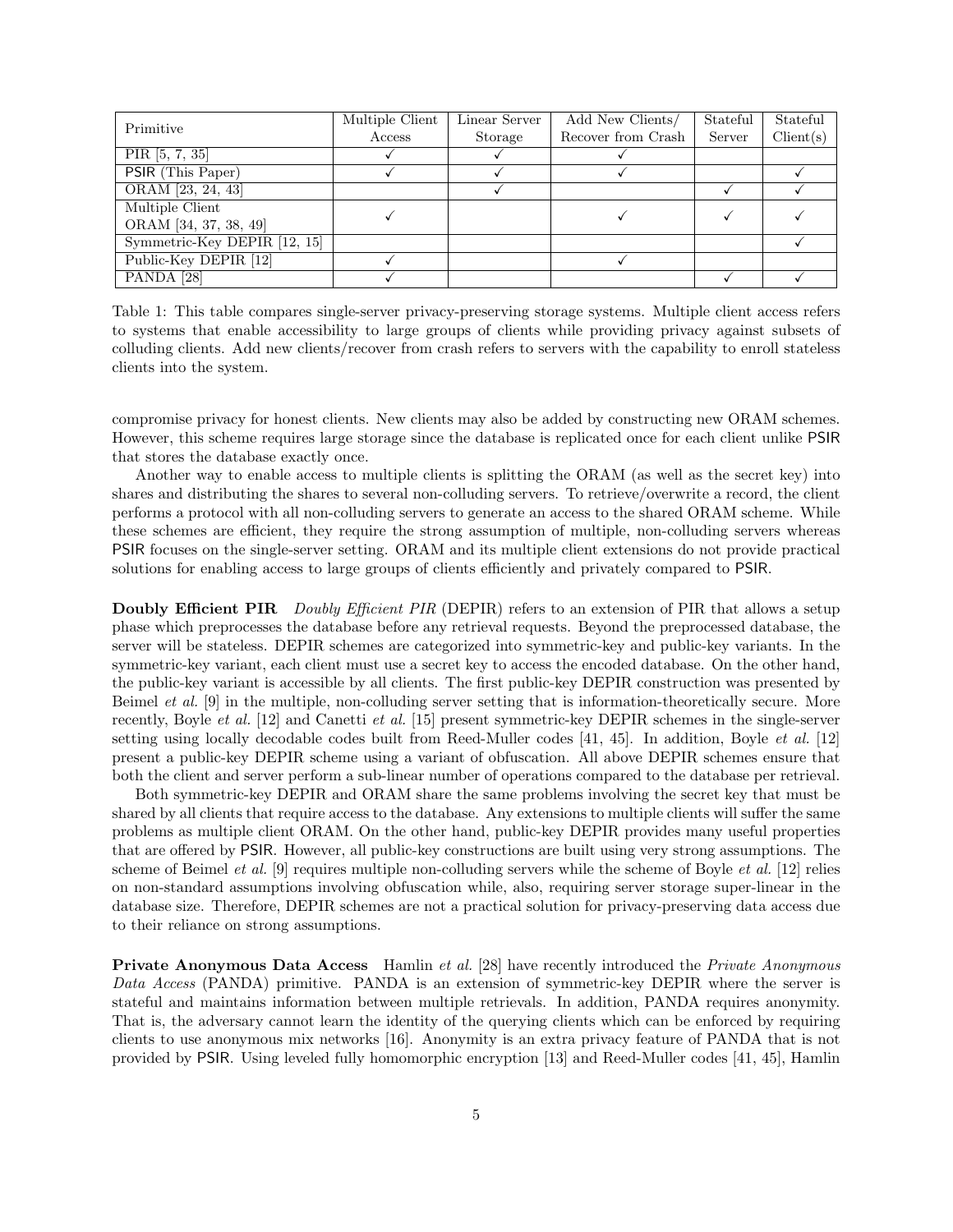| Primitive | Multiple Client Access | Linear Server Storage | Add New Clients/ Recover from Crash | Stateful Server | Stateful Client(s) |
|---|---|---|---|---|---|
| PIR [5, 7, 35] | ✓ | ✓ | ✓ | | |
| PSIR (This Paper) | ✓ | ✓ | ✓ | | ✓ |
| ORAM [23, 24, 43] | | ✓ | | ✓ | ✓ |
| Multiple Client ORAM [34, 37, 38, 49] | ✓ | | ✓ | ✓ | ✓ |
| Symmetric-Key DEPIR [12, 15] | | | | | ✓ |
| Public-Key DEPIR [12] | ✓ | | ✓ | | |
| PANDA [28] | ✓ | | | ✓ | ✓ |

Table 1: This table compares single-server privacy-preserving storage systems. Multiple client access refers to systems that enable accessibility to large groups of clients while providing privacy against subsets of colluding clients. Add new clients/recover from crash refers to servers with the capability to enroll stateless clients into the system.

compromise privacy for honest clients. New clients may also be added by constructing new ORAM schemes. However, this scheme requires large storage since the database is replicated once for each client unlike PSIR that stores the database exactly once.

Another way to enable access to multiple clients is splitting the ORAM (as well as the secret key) into shares and distributing the shares to several non-colluding servers. To retrieve/overwrite a record, the client performs a protocol with all non-colluding servers to generate an access to the shared ORAM scheme. While these schemes are efficient, they require the strong assumption of multiple, non-colluding servers whereas PSIR focuses on the single-server setting. ORAM and its multiple client extensions do not provide practical solutions for enabling access to large groups of clients efficiently and privately compared to PSIR.

**Doubly Efficient PIR** *Doubly Efficient PIR* (DEPIR) refers to an extension of PIR that allows a setup phase which preprocesses the database before any retrieval requests. Beyond the preprocessed database, the server will be stateless. DEPIR schemes are categorized into symmetric-key and public-key variants. In the symmetric-key variant, each client must use a secret key to access the encoded database. On the other hand, the public-key variant is accessible by all clients. The first public-key DEPIR construction was presented by Beimel *et al.* [9] in the multiple, non-colluding server setting that is information-theoretically secure. More recently, Boyle *et al.* [12] and Canetti *et al.* [15] present symmetric-key DEPIR schemes in the single-server setting using locally decodable codes built from Reed-Muller codes [41, 45]. In addition, Boyle *et al.* [12] present a public-key DEPIR scheme using a variant of obfuscation. All above DEPIR schemes ensure that both the client and server perform a sub-linear number of operations compared to the database per retrieval.

Both symmetric-key DEPIR and ORAM share the same problems involving the secret key that must be shared by all clients that require access to the database. Any extensions to multiple clients will suffer the same problems as multiple client ORAM. On the other hand, public-key DEPIR provides many useful properties that are offered by PSIR. However, all public-key constructions are built using very strong assumptions. The scheme of Beimel *et al.* [9] requires multiple non-colluding servers while the scheme of Boyle *et al.* [12] relies on non-standard assumptions involving obfuscation while, also, requiring server storage super-linear in the database size. Therefore, DEPIR schemes are not a practical solution for privacy-preserving data access due to their reliance on strong assumptions.

**Private Anonymous Data Access** Hamlin *et al.* [28] have recently introduced the *Private Anonymous Data Access* (PANDA) primitive. PANDA is an extension of symmetric-key DEPIR where the server is stateful and maintains information between multiple retrievals. In addition, PANDA requires anonymity. That is, the adversary cannot learn the identity of the querying clients which can be enforced by requiring clients to use anonymous mix networks [16]. Anonymity is an extra privacy feature of PANDA that is not provided by PSIR. Using leveled fully homomorphic encryption [13] and Reed-Muller codes [41, 45], Hamlin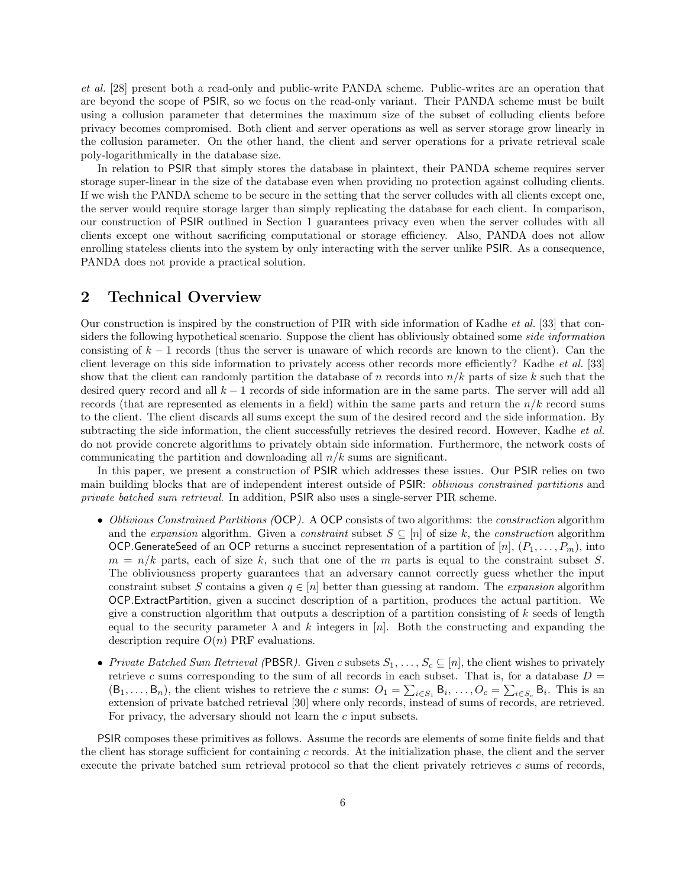*et al.* [28] present both a read-only and public-write PANDA scheme. Public-writes are an operation that are beyond the scope of PSIR, so we focus on the read-only variant. Their PANDA scheme must be built using a collusion parameter that determines the maximum size of the subset of colluding clients before privacy becomes compromised. Both client and server operations as well as server storage grow linearly in the collusion parameter. On the other hand, the client and server operations for a private retrieval scale poly-logarithmically in the database size.

In relation to PSIR that simply stores the database in plaintext, their PANDA scheme requires server storage super-linear in the size of the database even when providing no protection against colluding clients. If we wish the PANDA scheme to be secure in the setting that the server colludes with all clients except one, the server would require storage larger than simply replicating the database for each client. In comparison, our construction of PSIR outlined in Section 1 guarantees privacy even when the server colludes with all clients except one without sacrificing computational or storage efficiency. Also, PANDA does not allow enrolling stateless clients into the system by only interacting with the server unlike PSIR. As a consequence, PANDA does not provide a practical solution.

## 2 Technical Overview

Our construction is inspired by the construction of PIR with side information of Kadhe *et al.* [33] that considers the following hypothetical scenario. Suppose the client has obliviously obtained some *side information* consisting of $k-1$ records (thus the server is unaware of which records are known to the client). Can the client leverage on this side information to privately access other records more efficiently? Kadhe *et al.* [33] show that the client can randomly partition the database of $n$ records into $n/k$ parts of size $k$ such that the desired query record and all $k-1$ records of side information are in the same parts. The server will add all records (that are represented as elements in a field) within the same parts and return the $n/k$ record sums to the client. The client discards all sums except the sum of the desired record and the side information. By subtracting the side information, the client successfully retrieves the desired record. However, Kadhe *et al.* do not provide concrete algorithms to privately obtain side information. Furthermore, the network costs of communicating the partition and downloading all $n/k$ sums are significant.

In this paper, we present a construction of PSIR which addresses these issues. Our PSIR relies on two main building blocks that are of independent interest outside of PSIR: *oblivious constrained partitions* and *private batched sum retrieval*. In addition, PSIR also uses a single-server PIR scheme.

- *Oblivious Constrained Partitions (*OCP*).* A OCP consists of two algorithms: the *construction* algorithm and the *expansion* algorithm. Given a *constraint* subset $S \subseteq [n]$ of size $k$, the *construction* algorithm OCP.GenerateSeed of an OCP returns a succinct representation of a partition of $[n]$, $(P_1, \ldots, P_m)$, into $m = n/k$ parts, each of size $k$, such that one of the $m$ parts is equal to the constraint subset $S$. The obliviousness property guarantees that an adversary cannot correctly guess whether the input constraint subset $S$ contains a given $q \in [n]$ better than guessing at random. The *expansion* algorithm OCP.ExtractPartition, given a succinct description of a partition, produces the actual partition. We give a construction algorithm that outputs a description of a partition consisting of $k$ seeds of length equal to the security parameter $\lambda$ and $k$ integers in $[n]$. Both the constructing and expanding the description require $O(n)$ PRF evaluations.
- *Private Batched Sum Retrieval (*PBSR*).* Given $c$ subsets $S_1, \ldots, S_c \subseteq [n]$, the client wishes to privately retrieve $c$ sums corresponding to the sum of all records in each subset. That is, for a database $D = (\mathsf{B}_1, \ldots, \mathsf{B}_n)$, the client wishes to retrieve the $c$ sums: $O_1 = \sum_{i \in S_1} \mathsf{B}_i, \ldots, O_c = \sum_{i \in S_c} \mathsf{B}_i$. This is an extension of private batched retrieval [30] where only records, instead of sums of records, are retrieved. For privacy, the adversary should not learn the $c$ input subsets.

PSIR composes these primitives as follows. Assume the records are elements of some finite fields and that the client has storage sufficient for containing $c$ records. At the initialization phase, the client and the server execute the private batched sum retrieval protocol so that the client privately retrieves $c$ sums of records,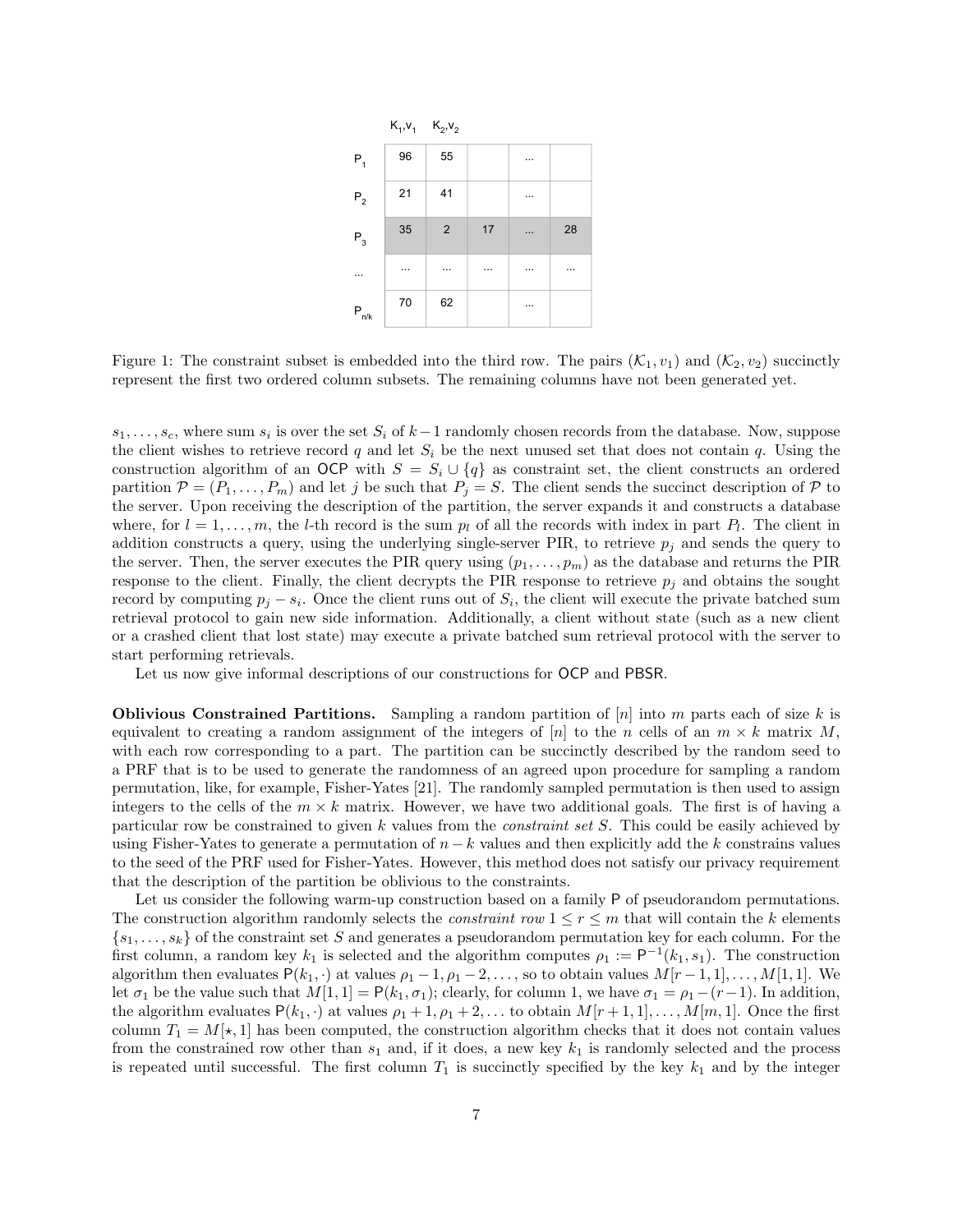|  | $\mathcal{K}_1, v_1$ | $\mathcal{K}_2, v_2$ |  |  |  |
|---|---|---|---|---|---|
| $P_1$ | 96 | 55 |  | ... |  |
| $P_2$ | 21 | 41 |  | ... |  |
| $P_3$ | 35 | 2 | 17 | ... | 28 |
| ... | ... | ... | ... | ... | ... |
| $P_{n/k}$ | 70 | 62 |  | ... |  |

Figure 1: The constraint subset is embedded into the third row. The pairs $(\mathcal{K}_1, v_1)$ and $(\mathcal{K}_2, v_2)$ succinctly represent the first two ordered column subsets. The remaining columns have not been generated yet.

$s_1, \ldots, s_c$, where sum $s_i$ is over the set $S_i$ of $k-1$ randomly chosen records from the database. Now, suppose the client wishes to retrieve record $q$ and let $S_i$ be the next unused set that does not contain $q$. Using the construction algorithm of an OCP with $S = S_i \cup \{q\}$ as constraint set, the client constructs an ordered partition $\mathcal{P} = (P_1, \ldots, P_m)$ and let $j$ be such that $P_j = S$. The client sends the succinct description of $\mathcal{P}$ to the server. Upon receiving the description of the partition, the server expands it and constructs a database where, for $l = 1, \ldots, m$, the $l$-th record is the sum $p_l$ of all the records with index in part $P_l$. The client in addition constructs a query, using the underlying single-server PIR, to retrieve $p_j$ and sends the query to the server. Then, the server executes the PIR query using $(p_1, \ldots, p_m)$ as the database and returns the PIR response to the client. Finally, the client decrypts the PIR response to retrieve $p_j$ and obtains the sought record by computing $p_j - s_i$. Once the client runs out of $S_i$, the client will execute the private batched sum retrieval protocol to gain new side information. Additionally, a client without state (such as a new client or a crashed client that lost state) may execute a private batched sum retrieval protocol with the server to start performing retrievals.

Let us now give informal descriptions of our constructions for OCP and PBSR.

**Oblivious Constrained Partitions.** Sampling a random partition of $[n]$ into $m$ parts each of size $k$ is equivalent to creating a random assignment of the integers of $[n]$ to the $n$ cells of an $m \times k$ matrix $M$, with each row corresponding to a part. The partition can be succinctly described by the random seed to a PRF that is to be used to generate the randomness of an agreed upon procedure for sampling a random permutation, like, for example, Fisher-Yates [21]. The randomly sampled permutation is then used to assign integers to the cells of the $m \times k$ matrix. However, we have two additional goals. The first is of having a particular row be constrained to given $k$ values from the *constraint set* $S$. This could be easily achieved by using Fisher-Yates to generate a permutation of $n-k$ values and then explicitly add the $k$ constrains values to the seed of the PRF used for Fisher-Yates. However, this method does not satisfy our privacy requirement that the description of the partition be oblivious to the constraints.

Let us consider the following warm-up construction based on a family P of pseudorandom permutations. The construction algorithm randomly selects the *constraint row* $1 \le r \le m$ that will contain the $k$ elements $\{s_1, \ldots, s_k\}$ of the constraint set $S$ and generates a pseudorandom permutation key for each column. For the first column, a random key $k_1$ is selected and the algorithm computes $\rho_1 := \mathsf{P}^{-1}(k_1, s_1)$. The construction algorithm then evaluates $\mathsf{P}(k_1, \cdot)$ at values $\rho_1 - 1, \rho_1 - 2, \ldots$, so to obtain values $M[r-1, 1], \ldots, M[1, 1]$. We let $\sigma_1$ be the value such that $M[1, 1] = \mathsf{P}(k_1, \sigma_1)$; clearly, for column 1, we have $\sigma_1 = \rho_1 - (r-1)$. In addition, the algorithm evaluates $\mathsf{P}(k_1, \cdot)$ at values $\rho_1 + 1, \rho_1 + 2, \ldots$ to obtain $M[r+1, 1], \ldots, M[m, 1]$. Once the first column $T_1 = M[\star, 1]$ has been computed, the construction algorithm checks that it does not contain values from the constrained row other than $s_1$ and, if it does, a new key $k_1$ is randomly selected and the process is repeated until successful. The first column $T_1$ is succinctly specified by the key $k_1$ and by the integer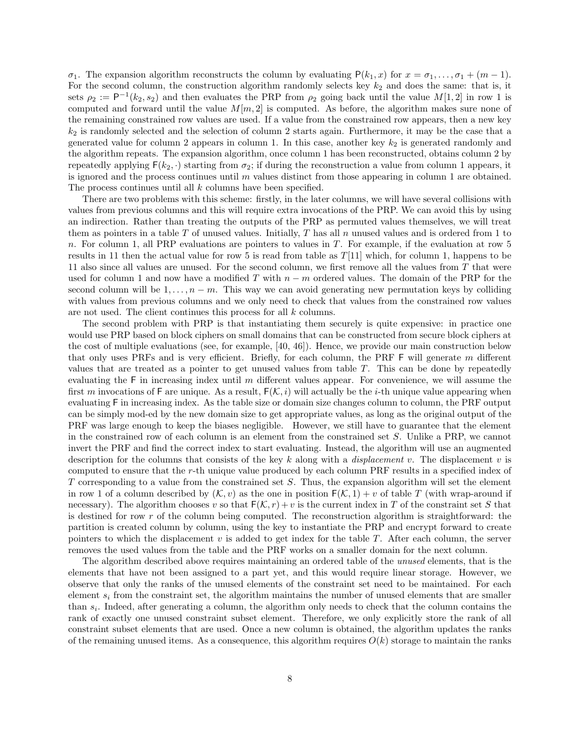$\sigma_1$. The expansion algorithm reconstructs the column by evaluating $\mathsf{P}(k_1, x)$ for $x = \sigma_1, \ldots, \sigma_1 + (m-1)$. For the second column, the construction algorithm randomly selects key $k_2$ and does the same: that is, it sets $\rho_2 := \mathsf{P}^{-1}(k_2, s_2)$ and then evaluates the PRP from $\rho_2$ going back until the value $M[1, 2]$ in row 1 is computed and forward until the value $M[m, 2]$ is computed. As before, the algorithm makes sure none of the remaining constrained row values are used. If a value from the constrained row appears, then a new key $k_2$ is randomly selected and the selection of column 2 starts again. Furthermore, it may be the case that a generated value for column 2 appears in column 1. In this case, another key $k_2$ is generated randomly and the algorithm repeats. The expansion algorithm, once column 1 has been reconstructed, obtains column 2 by repeatedly applying $\mathsf{F}(k_2, \cdot)$ starting from $\sigma_2$; if during the reconstruction a value from column 1 appears, it is ignored and the process continues until $m$ values distinct from those appearing in column 1 are obtained. The process continues until all $k$ columns have been specified.

There are two problems with this scheme: firstly, in the later columns, we will have several collisions with values from previous columns and this will require extra invocations of the PRP. We can avoid this by using an indirection. Rather than treating the outputs of the PRP as permuted values themselves, we will treat them as pointers in a table $T$ of unused values. Initially, $T$ has all $n$ unused values and is ordered from 1 to $n$. For column 1, all PRP evaluations are pointers to values in $T$. For example, if the evaluation at row 5 results in 11 then the actual value for row 5 is read from table as $T[11]$ which, for column 1, happens to be 11 also since all values are unused. For the second column, we first remove all the values from $T$ that were used for column 1 and now have a modified $T$ with $n - m$ ordered values. The domain of the PRP for the second column will be $1, \ldots, n - m$. This way we can avoid generating new permutation keys by colliding with values from previous columns and we only need to check that values from the constrained row values are not used. The client continues this process for all $k$ columns.

The second problem with PRP is that instantiating them securely is quite expensive: in practice one would use PRP based on block ciphers on small domains that can be constructed from secure block ciphers at the cost of multiple evaluations (see, for example, [40, 46]). Hence, we provide our main construction below that only uses PRFs and is very efficient. Briefly, for each column, the PRF $\mathsf{F}$ will generate $m$ different values that are treated as a pointer to get unused values from table $T$. This can be done by repeatedly evaluating the $\mathsf{F}$ in increasing index until $m$ different values appear. For convenience, we will assume the first $m$ invocations of $\mathsf{F}$ are unique. As a result, $\mathsf{F}(\mathcal{K}, i)$ will actually be the $i$-th unique value appearing when evaluating $\mathsf{F}$ in increasing index. As the table size or domain size changes column to column, the PRF output can be simply mod-ed by the new domain size to get appropriate values, as long as the original output of the PRF was large enough to keep the biases negligible. However, we still have to guarantee that the element in the constrained row of each column is an element from the constrained set $S$. Unlike a PRP, we cannot invert the PRF and find the correct index to start evaluating. Instead, the algorithm will use an augmented description for the columns that consists of the key $k$ along with a *displacement* $v$. The displacement $v$ is computed to ensure that the $r$-th unique value produced by each column PRF results in a specified index of $T$ corresponding to a value from the constrained set $S$. Thus, the expansion algorithm will set the element in row 1 of a column described by $(\mathcal{K}, v)$ as the one in position $\mathsf{F}(\mathcal{K}, 1) + v$ of table $T$ (with wrap-around if necessary). The algorithm chooses $v$ so that $\mathsf{F}(\mathcal{K}, r) + v$ is the current index in $T$ of the constraint set $S$ that is destined for row $r$ of the column being computed. The reconstruction algorithm is straightforward: the partition is created column by column, using the key to instantiate the PRP and encrypt forward to create pointers to which the displacement $v$ is added to get index for the table $T$. After each column, the server removes the used values from the table and the PRF works on a smaller domain for the next column.

The algorithm described above requires maintaining an ordered table of the *unused* elements, that is the elements that have not been assigned to a part yet, and this would require linear storage. However, we observe that only the ranks of the unused elements of the constraint set need to be maintained. For each element $s_i$ from the constraint set, the algorithm maintains the number of unused elements that are smaller than $s_i$. Indeed, after generating a column, the algorithm only needs to check that the column contains the rank of exactly one unused constraint subset element. Therefore, we only explicitly store the rank of all constraint subset elements that are used. Once a new column is obtained, the algorithm updates the ranks of the remaining unused items. As a consequence, this algorithm requires $O(k)$ storage to maintain the ranks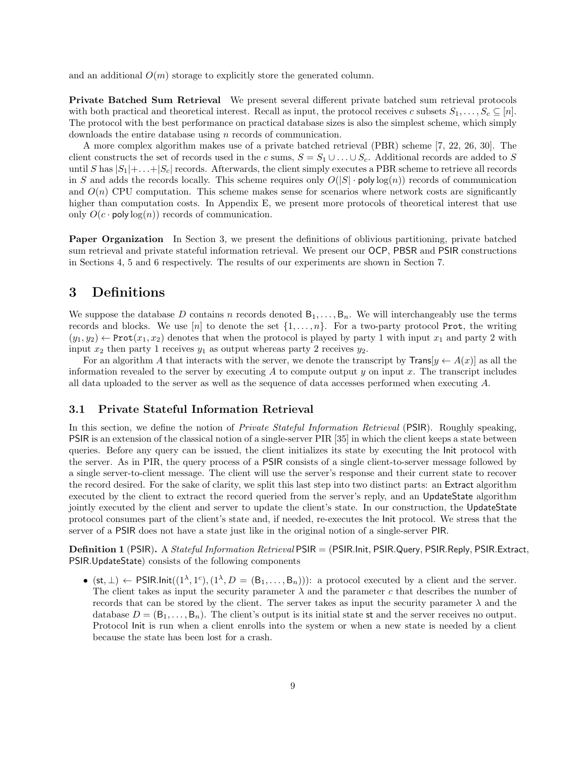and an additional $O(m)$ storage to explicitly store the generated column.

**Private Batched Sum Retrieval** We present several different private batched sum retrieval protocols with both practical and theoretical interest. Recall as input, the protocol receives $c$ subsets $S_1, \ldots, S_c \subseteq [n]$. The protocol with the best performance on practical database sizes is also the simplest scheme, which simply downloads the entire database using $n$ records of communication.

A more complex algorithm makes use of a private batched retrieval (PBR) scheme [7, 22, 26, 30]. The client constructs the set of records used in the $c$ sums, $S = S_1 \cup \ldots \cup S_c$. Additional records are added to $S$ until $S$ has $|S_1| + \ldots + |S_c|$ records. Afterwards, the client simply executes a PBR scheme to retrieve all records in $S$ and adds the records locally. This scheme requires only $O(|S| \cdot \mathsf{poly}\log(n))$ records of communication and $O(n)$ CPU computation. This scheme makes sense for scenarios where network costs are significantly higher than computation costs. In Appendix E, we present more protocols of theoretical interest that use only $O(c \cdot \mathsf{poly}\log(n))$ records of communication.

**Paper Organization** In Section 3, we present the definitions of oblivious partitioning, private batched sum retrieval and private stateful information retrieval. We present our OCP, PBSR and PSIR constructions in Sections 4, 5 and 6 respectively. The results of our experiments are shown in Section 7.

# 3 Definitions

We suppose the database $D$ contains $n$ records denoted $\mathsf{B}_1, \ldots, \mathsf{B}_n$. We will interchangeably use the terms records and blocks. We use $[n]$ to denote the set $\{1, \ldots, n\}$. For a two-party protocol `Prot`, the writing $(y_1, y_2) \leftarrow \texttt{Prot}(x_1, x_2)$ denotes that when the protocol is played by party 1 with input $x_1$ and party 2 with input $x_2$ then party 1 receives $y_1$ as output whereas party 2 receives $y_2$.

For an algorithm $A$ that interacts with the server, we denote the transcript by $\mathsf{Trans}[y \leftarrow A(x)]$ as all the information revealed to the server by executing $A$ to compute output $y$ on input $x$. The transcript includes all data uploaded to the server as well as the sequence of data accesses performed when executing $A$.

## 3.1 Private Stateful Information Retrieval

In this section, we define the notion of *Private Stateful Information Retrieval* (PSIR). Roughly speaking, PSIR is an extension of the classical notion of a single-server PIR [35] in which the client keeps a state between queries. Before any query can be issued, the client initializes its state by executing the Init protocol with the server. As in PIR, the query process of a PSIR consists of a single client-to-server message followed by a single server-to-client message. The client will use the server's response and their current state to recover the record desired. For the sake of clarity, we split this last step into two distinct parts: an Extract algorithm executed by the client to extract the record queried from the server's reply, and an UpdateState algorithm jointly executed by the client and server to update the client's state. In our construction, the UpdateState protocol consumes part of the client's state and, if needed, re-executes the Init protocol. We stress that the server of a PSIR does not have a state just like in the original notion of a single-server PIR.

**Definition 1** (PSIR)**.** A *Stateful Information Retrieval* PSIR = (PSIR.Init, PSIR.Query, PSIR.Reply, PSIR.Extract, PSIR.UpdateState) consists of the following components

- $(\mathsf{st}, \perp) \leftarrow \mathsf{PSIR.Init}((1^\lambda, 1^c), (1^\lambda, D = (\mathsf{B}_1, \ldots, \mathsf{B}_n)))$: a protocol executed by a client and the server. The client takes as input the security parameter $\lambda$ and the parameter $c$ that describes the number of records that can be stored by the client. The server takes as input the security parameter $\lambda$ and the database $D = (\mathsf{B}_1, \ldots, \mathsf{B}_n)$. The client's output is its initial state $\mathsf{st}$ and the server receives no output. Protocol Init is run when a client enrolls into the system or when a new state is needed by a client because the state has been lost for a crash.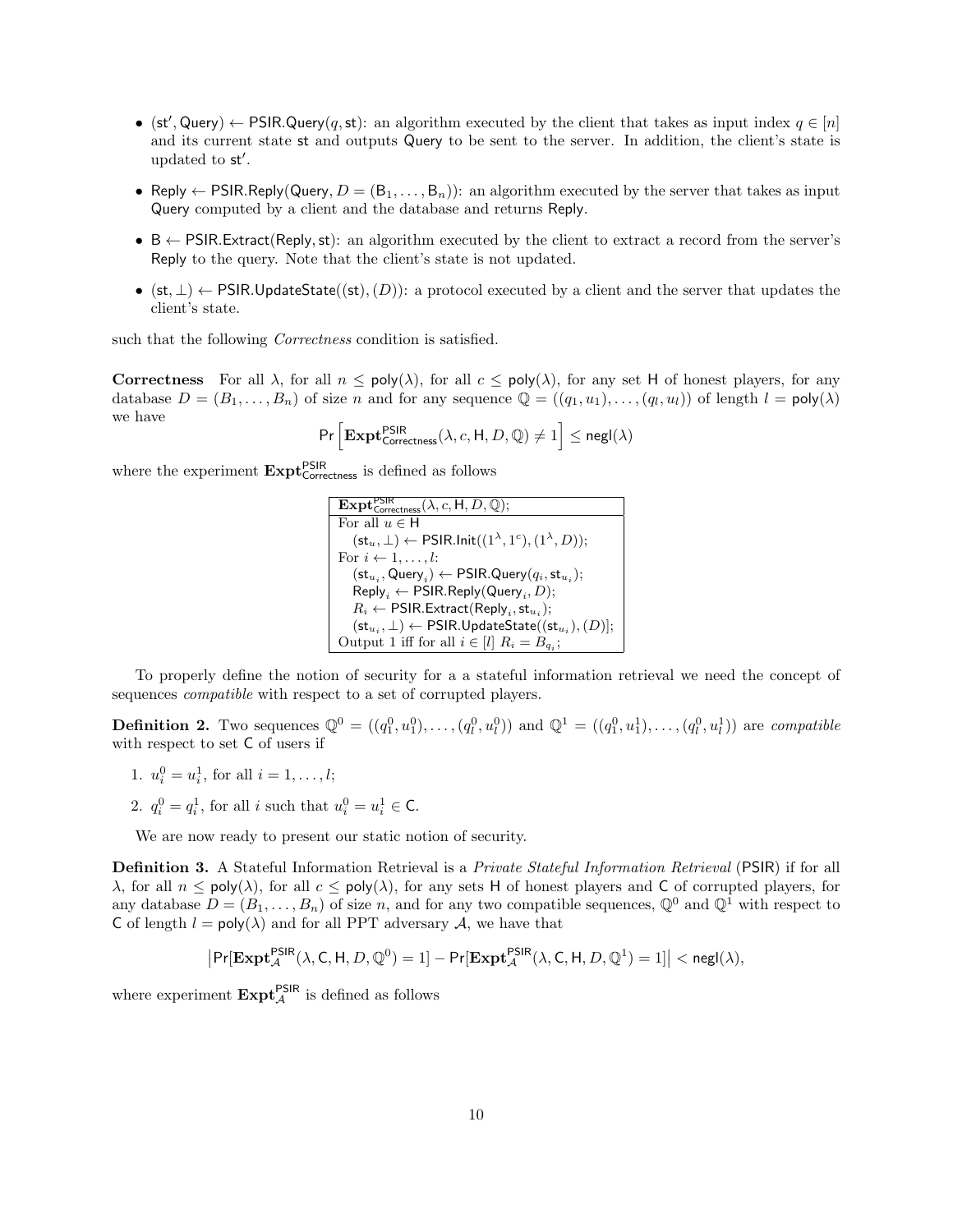- $(\mathsf{st}', \mathsf{Query}) \leftarrow \mathsf{PSIR.Query}(q, \mathsf{st})$: an algorithm executed by the client that takes as input index $q \in [n]$ and its current state $\mathsf{st}$ and outputs $\mathsf{Query}$ to be sent to the server. In addition, the client's state is updated to $\mathsf{st}'$.
- $\mathsf{Reply} \leftarrow \mathsf{PSIR.Reply}(\mathsf{Query}, D = (\mathsf{B}_1, \ldots, \mathsf{B}_n))$: an algorithm executed by the server that takes as input $\mathsf{Query}$ computed by a client and the database and returns $\mathsf{Reply}$.
- $\mathsf{B} \leftarrow \mathsf{PSIR.Extract}(\mathsf{Reply}, \mathsf{st})$: an algorithm executed by the client to extract a record from the server's $\mathsf{Reply}$ to the query. Note that the client's state is not updated.
- $(\mathsf{st}, \perp) \leftarrow \mathsf{PSIR.UpdateState}((\mathsf{st}), (D))$: a protocol executed by a client and the server that updates the client's state.

such that the following *Correctness* condition is satisfied.

**Correctness** For all $\lambda$, for all $n \leq \mathsf{poly}(\lambda)$, for all $c \leq \mathsf{poly}(\lambda)$, for any set $\mathsf{H}$ of honest players, for any database $D = (B_1, \ldots, B_n)$ of size $n$ and for any sequence $\mathbb{Q} = ((q_1, u_1), \ldots, (q_l, u_l))$ of length $l = \mathsf{poly}(\lambda)$ we have

$$\mathsf{Pr}\left[\mathbf{Expt}^{\mathsf{PSIR}}_{\mathsf{Correctness}}(\lambda, c, \mathsf{H}, D, \mathbb{Q}) \neq 1\right] \leq \mathsf{negl}(\lambda)$$

where the experiment $\mathbf{Expt}^{\mathsf{PSIR}}_{\mathsf{Correctness}}$ is defined as follows

| $\mathbf{Expt}^{\mathsf{PSIR}}_{\mathsf{Correctness}}(\lambda, c, \mathsf{H}, D, \mathbb{Q})$; |
|---|
| For all $u \in \mathsf{H}$ |
| $\quad(\mathsf{st}_u, \perp) \leftarrow \mathsf{PSIR.Init}((1^\lambda, 1^c), (1^\lambda, D))$; |
| For $i \leftarrow 1, \ldots, l$: |
| $\quad(\mathsf{st}_{u_i}, \mathsf{Query}_i) \leftarrow \mathsf{PSIR.Query}(q_i, \mathsf{st}_{u_i})$; |
| $\quad\mathsf{Reply}_i \leftarrow \mathsf{PSIR.Reply}(\mathsf{Query}_i, D)$; |
| $\quad R_i \leftarrow \mathsf{PSIR.Extract}(\mathsf{Reply}_i, \mathsf{st}_{u_i})$; |
| $\quad(\mathsf{st}_{u_i}, \perp) \leftarrow \mathsf{PSIR.UpdateState}((\mathsf{st}_{u_i}), (D)]$; |
| Output 1 iff for all $i \in [l]$ $R_i = B_{q_i}$; |

To properly define the notion of security for a a stateful information retrieval we need the concept of sequences *compatible* with respect to a set of corrupted players.

**Definition 2.** Two sequences $\mathbb{Q}^0 = ((q_1^0, u_1^0), \ldots, (q_l^0, u_l^0))$ and $\mathbb{Q}^1 = ((q_1^0, u_1^1), \ldots, (q_l^0, u_l^1))$ are *compatible* with respect to set $\mathsf{C}$ of users if

1. $u_i^0 = u_i^1$, for all $i = 1, \ldots, l$;
2. $q_i^0 = q_i^1$, for all $i$ such that $u_i^0 = u_i^1 \in \mathsf{C}$.

We are now ready to present our static notion of security.

**Definition 3.** A Stateful Information Retrieval is a *Private Stateful Information Retrieval* (PSIR) if for all $\lambda$, for all $n \leq \mathsf{poly}(\lambda)$, for all $c \leq \mathsf{poly}(\lambda)$, for any sets $\mathsf{H}$ of honest players and $\mathsf{C}$ of corrupted players, for any database $D = (B_1, \ldots, B_n)$ of size $n$, and for any two compatible sequences, $\mathbb{Q}^0$ and $\mathbb{Q}^1$ with respect to $\mathsf{C}$ of length $l = \mathsf{poly}(\lambda)$ and for all PPT adversary $\mathcal{A}$, we have that

$$\left|\mathsf{Pr}[\mathbf{Expt}^{\mathsf{PSIR}}_{\mathcal{A}}(\lambda, \mathsf{C}, \mathsf{H}, D, \mathbb{Q}^0) = 1] - \mathsf{Pr}[\mathbf{Expt}^{\mathsf{PSIR}}_{\mathcal{A}}(\lambda, \mathsf{C}, \mathsf{H}, D, \mathbb{Q}^1) = 1]\right| < \mathsf{negl}(\lambda),$$

where experiment $\mathbf{Expt}^{\mathsf{PSIR}}_{\mathcal{A}}$ is defined as follows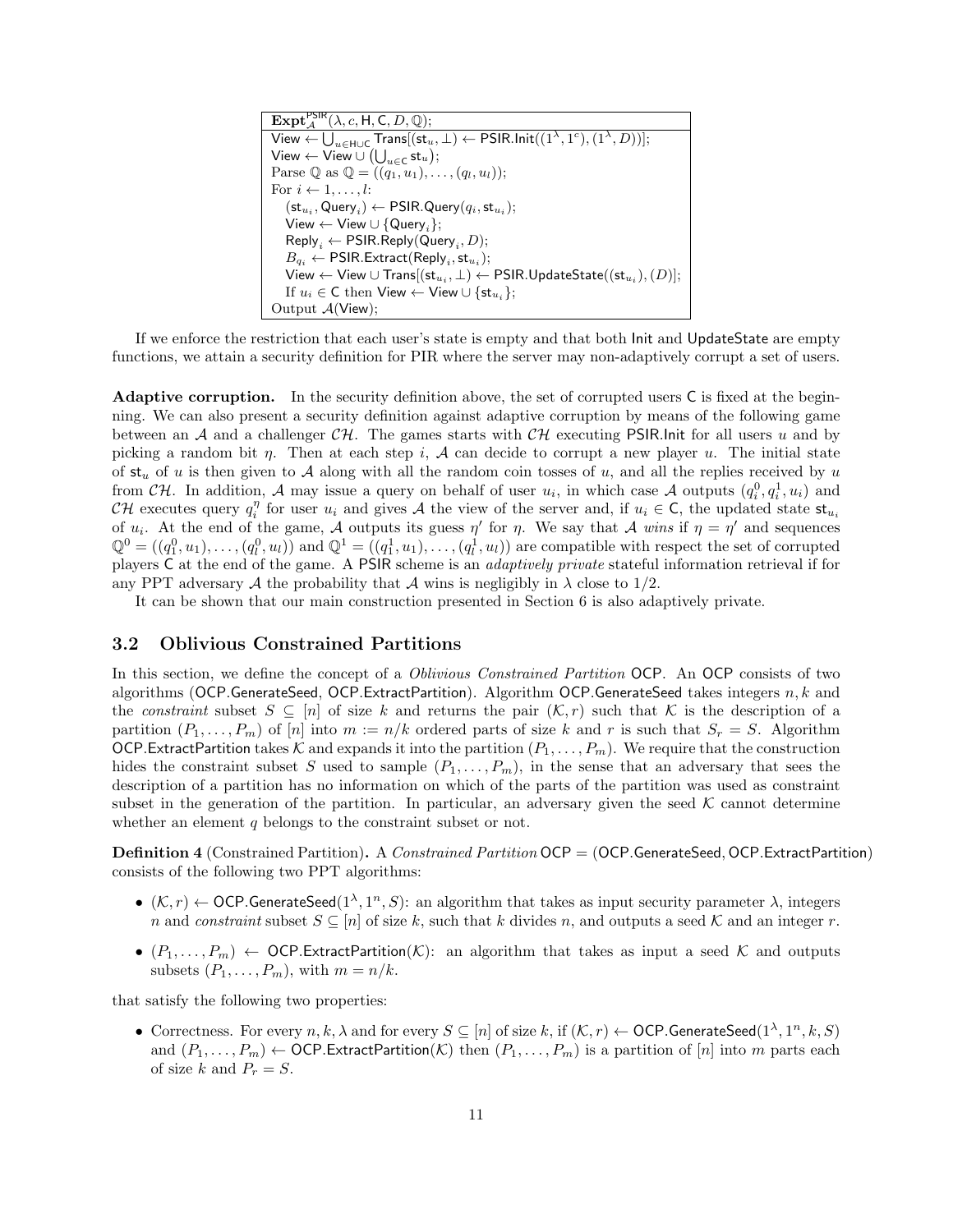| $\mathbf{Expt}^{\mathsf{PSIR}}_{\mathcal{A}}(\lambda, c, \mathsf{H}, \mathsf{C}, D, \mathbb{Q})$; |
|---|
| $\mathsf{View} \leftarrow \bigcup_{u \in \mathsf{H} \cup \mathsf{C}} \mathsf{Trans}[(\mathsf{st}_u, \perp) \leftarrow \mathsf{PSIR.Init}((1^\lambda, 1^c), (1^\lambda, D))]$; <br> $\mathsf{View} \leftarrow \mathsf{View} \cup \left(\bigcup_{u \in \mathsf{C}} \mathsf{st}_u\right)$; <br> Parse $\mathbb{Q}$ as $\mathbb{Q} = ((q_1, u_1), \ldots, (q_l, u_l))$; <br> For $i \leftarrow 1, \ldots, l$: <br> $(\mathsf{st}_{u_i}, \mathsf{Query}_i) \leftarrow \mathsf{PSIR.Query}(q_i, \mathsf{st}_{u_i})$; <br> $\mathsf{View} \leftarrow \mathsf{View} \cup \{\mathsf{Query}_i\}$; <br> $\mathsf{Reply}_i \leftarrow \mathsf{PSIR.Reply}(\mathsf{Query}_i, D)$; <br> $B_{q_i} \leftarrow \mathsf{PSIR.Extract}(\mathsf{Reply}_i, \mathsf{st}_{u_i})$; <br> $\mathsf{View} \leftarrow \mathsf{View} \cup \mathsf{Trans}[(\mathsf{st}_{u_i}, \perp) \leftarrow \mathsf{PSIR.UpdateState}((\mathsf{st}_{u_i}), (D)]$; <br> If $u_i \in \mathsf{C}$ then $\mathsf{View} \leftarrow \mathsf{View} \cup \{\mathsf{st}_{u_i}\}$; <br> Output $\mathcal{A}(\mathsf{View})$; |

If we enforce the restriction that each user's state is empty and that both Init and UpdateState are empty functions, we attain a security definition for PIR where the server may non-adaptively corrupt a set of users.

**Adaptive corruption.** In the security definition above, the set of corrupted users C is fixed at the beginning. We can also present a security definition against adaptive corruption by means of the following game between an $\mathcal{A}$ and a challenger $\mathcal{CH}$. The games starts with $\mathcal{CH}$ executing PSIR.Init for all users $u$ and by picking a random bit $\eta$. Then at each step $i$, $\mathcal{A}$ can decide to corrupt a new player $u$. The initial state of $\mathsf{st}_u$ of $u$ is then given to $\mathcal{A}$ along with all the random coin tosses of $u$, and all the replies received by $u$ from $\mathcal{CH}$. In addition, $\mathcal{A}$ may issue a query on behalf of user $u_i$, in which case $\mathcal{A}$ outputs $(q_i^0, q_i^1, u_i)$ and $\mathcal{CH}$ executes query $q_i^\eta$ for user $u_i$ and gives $\mathcal{A}$ the view of the server and, if $u_i \in \mathsf{C}$, the updated state $\mathsf{st}_{u_i}$ of $u_i$. At the end of the game, $\mathcal{A}$ outputs its guess $\eta'$ for $\eta$. We say that $\mathcal{A}$ *wins* if $\eta = \eta'$ and sequences $\mathbb{Q}^0 = ((q_1^0, u_1), \ldots, (q_l^0, u_l))$ and $\mathbb{Q}^1 = ((q_1^1, u_1), \ldots, (q_l^1, u_l))$ are compatible with respect the set of corrupted players C at the end of the game. A PSIR scheme is an *adaptively private* stateful information retrieval if for any PPT adversary $\mathcal{A}$ the probability that $\mathcal{A}$ wins is negligibly in $\lambda$ close to $1/2$.

It can be shown that our main construction presented in Section 6 is also adaptively private.

## 3.2 Oblivious Constrained Partitions

In this section, we define the concept of a *Oblivious Constrained Partition* OCP. An OCP consists of two algorithms (OCP.GenerateSeed, OCP.ExtractPartition). Algorithm OCP.GenerateSeed takes integers $n, k$ and the *constraint* subset $S \subseteq [n]$ of size $k$ and returns the pair $(\mathcal{K}, r)$ such that $\mathcal{K}$ is the description of a partition $(P_1, \ldots, P_m)$ of $[n]$ into $m := n/k$ ordered parts of size $k$ and $r$ is such that $S_r = S$. Algorithm OCP.ExtractPartition takes $\mathcal{K}$ and expands it into the partition $(P_1, \ldots, P_m)$. We require that the construction hides the constraint subset $S$ used to sample $(P_1, \ldots, P_m)$, in the sense that an adversary that sees the description of a partition has no information on which of the parts of the partition was used as constraint subset in the generation of the partition. In particular, an adversary given the seed $\mathcal{K}$ cannot determine whether an element $q$ belongs to the constraint subset or not.

**Definition 4** (Constrained Partition)**.** A *Constrained Partition* OCP = (OCP.GenerateSeed, OCP.ExtractPartition) consists of the following two PPT algorithms:

- $(\mathcal{K}, r) \leftarrow \mathsf{OCP.GenerateSeed}(1^\lambda, 1^n, S)$: an algorithm that takes as input security parameter $\lambda$, integers $n$ and *constraint* subset $S \subseteq [n]$ of size $k$, such that $k$ divides $n$, and outputs a seed $\mathcal{K}$ and an integer $r$.
- $(P_1, \ldots, P_m) \leftarrow \mathsf{OCP.ExtractPartition}(\mathcal{K})$: an algorithm that takes as input a seed $\mathcal{K}$ and outputs subsets $(P_1, \ldots, P_m)$, with $m = n/k$.

that satisfy the following two properties:

- Correctness. For every $n, k, \lambda$ and for every $S \subseteq [n]$ of size $k$, if $(\mathcal{K}, r) \leftarrow \mathsf{OCP.GenerateSeed}(1^\lambda, 1^n, k, S)$ and $(P_1, \ldots, P_m) \leftarrow \mathsf{OCP.ExtractPartition}(\mathcal{K})$ then $(P_1, \ldots, P_m)$ is a partition of $[n]$ into $m$ parts each of size $k$ and $P_r = S$.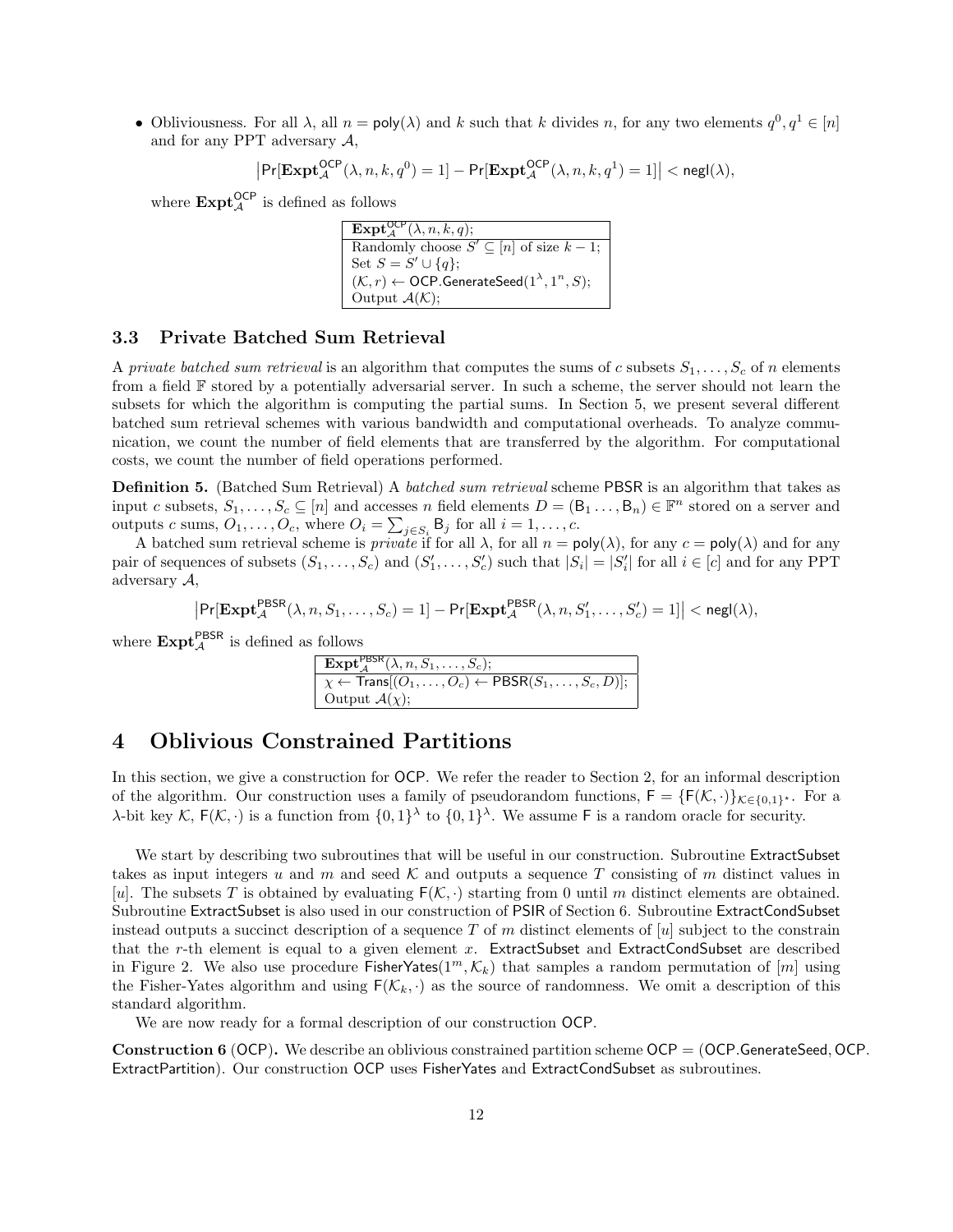- Obliviousness. For all $\lambda$, all $n = \mathsf{poly}(\lambda)$ and $k$ such that $k$ divides $n$, for any two elements $q^0, q^1 \in [n]$ and for any PPT adversary $\mathcal{A}$,

$$\left|\Pr[\mathbf{Expt}_{\mathcal{A}}^{\mathsf{OCP}}(\lambda, n, k, q^0) = 1] - \Pr[\mathbf{Expt}_{\mathcal{A}}^{\mathsf{OCP}}(\lambda, n, k, q^1) = 1]\right| < \mathsf{negl}(\lambda),$$

where $\mathbf{Expt}_{\mathcal{A}}^{\mathsf{OCP}}$ is defined as follows

| $\mathbf{Expt}_{\mathcal{A}}^{\mathsf{OCP}}(\lambda, n, k, q)$; |
|---|
| Randomly choose $S' \subseteq [n]$ of size $k-1$; |
| Set $S = S' \cup \{q\}$; |
| $(\mathcal{K}, r) \leftarrow \mathsf{OCP.GenerateSeed}(1^\lambda, 1^n, S)$; |
| Output $\mathcal{A}(\mathcal{K})$; |

### 3.3 Private Batched Sum Retrieval

A *private batched sum retrieval* is an algorithm that computes the sums of $c$ subsets $S_1, \ldots, S_c$ of $n$ elements from a field $\mathbb{F}$ stored by a potentially adversarial server. In such a scheme, the server should not learn the subsets for which the algorithm is computing the partial sums. In Section 5, we present several different batched sum retrieval schemes with various bandwidth and computational overheads. To analyze communication, we count the number of field elements that are transferred by the algorithm. For computational costs, we count the number of field operations performed.

**Definition 5.** (Batched Sum Retrieval) A *batched sum retrieval* scheme $\mathsf{PBSR}$ is an algorithm that takes as input $c$ subsets, $S_1, \ldots, S_c \subseteq [n]$ and accesses $n$ field elements $D = (\mathsf{B}_1 \ldots, \mathsf{B}_n) \in \mathbb{F}^n$ stored on a server and outputs $c$ sums, $O_1, \ldots, O_c$, where $O_i = \sum_{j \in S_i} \mathsf{B}_j$ for all $i = 1, \ldots, c$.

A batched sum retrieval scheme is *private* if for all $\lambda$, for all $n = \mathsf{poly}(\lambda)$, for any $c = \mathsf{poly}(\lambda)$ and for any pair of sequences of subsets $(S_1, \ldots, S_c)$ and $(S'_1, \ldots, S'_c)$ such that $|S_i| = |S'_i|$ for all $i \in [c]$ and for any PPT adversary $\mathcal{A}$,

$$\left|\Pr[\mathbf{Expt}_{\mathcal{A}}^{\mathsf{PBSR}}(\lambda, n, S_1, \ldots, S_c) = 1] - \Pr[\mathbf{Expt}_{\mathcal{A}}^{\mathsf{PBSR}}(\lambda, n, S'_1, \ldots, S'_c) = 1]\right| < \mathsf{negl}(\lambda),$$

where $\mathbf{Expt}_{\mathcal{A}}^{\mathsf{PBSR}}$ is defined as follows

| $\mathbf{Expt}_{\mathcal{A}}^{\mathsf{PBSR}}(\lambda, n, S_1, \ldots, S_c)$; |
|---|
| $\chi \leftarrow \mathsf{Trans}[(O_1, \ldots, O_c) \leftarrow \mathsf{PBSR}(S_1, \ldots, S_c, D)]$; |
| Output $\mathcal{A}(\chi)$; |

## 4 Oblivious Constrained Partitions

In this section, we give a construction for $\mathsf{OCP}$. We refer the reader to Section 2, for an informal description of the algorithm. Our construction uses a family of pseudorandom functions, $\mathsf{F} = \{\mathsf{F}(\mathcal{K}, \cdot)\}_{\mathcal{K} \in \{0,1\}^\star}$. For a $\lambda$-bit key $\mathcal{K}$, $\mathsf{F}(\mathcal{K}, \cdot)$ is a function from $\{0,1\}^\lambda$ to $\{0,1\}^\lambda$. We assume $\mathsf{F}$ is a random oracle for security.

We start by describing two subroutines that will be useful in our construction. Subroutine $\mathsf{ExtractSubset}$ takes as input integers $u$ and $m$ and seed $\mathcal{K}$ and outputs a sequence $T$ consisting of $m$ distinct values in $[u]$. The subsets $T$ is obtained by evaluating $\mathsf{F}(\mathcal{K}, \cdot)$ starting from 0 until $m$ distinct elements are obtained. Subroutine $\mathsf{ExtractSubset}$ is also used in our construction of $\mathsf{PSIR}$ of Section 6. Subroutine $\mathsf{ExtractCondSubset}$ instead outputs a succinct description of a sequence $T$ of $m$ distinct elements of $[u]$ subject to the constrain that the $r$-th element is equal to a given element $x$. $\mathsf{ExtractSubset}$ and $\mathsf{ExtractCondSubset}$ are described in Figure 2. We also use procedure $\mathsf{FisherYates}(1^m, \mathcal{K}_k)$ that samples a random permutation of $[m]$ using the Fisher-Yates algorithm and using $\mathsf{F}(\mathcal{K}_k, \cdot)$ as the source of randomness. We omit a description of this standard algorithm.

We are now ready for a formal description of our construction $\mathsf{OCP}$.

**Construction 6** ($\mathsf{OCP}$)**.** We describe an oblivious constrained partition scheme $\mathsf{OCP} = (\mathsf{OCP.GenerateSeed}, \mathsf{OCP.ExtractPartition})$. Our construction $\mathsf{OCP}$ uses $\mathsf{FisherYates}$ and $\mathsf{ExtractCondSubset}$ as subroutines.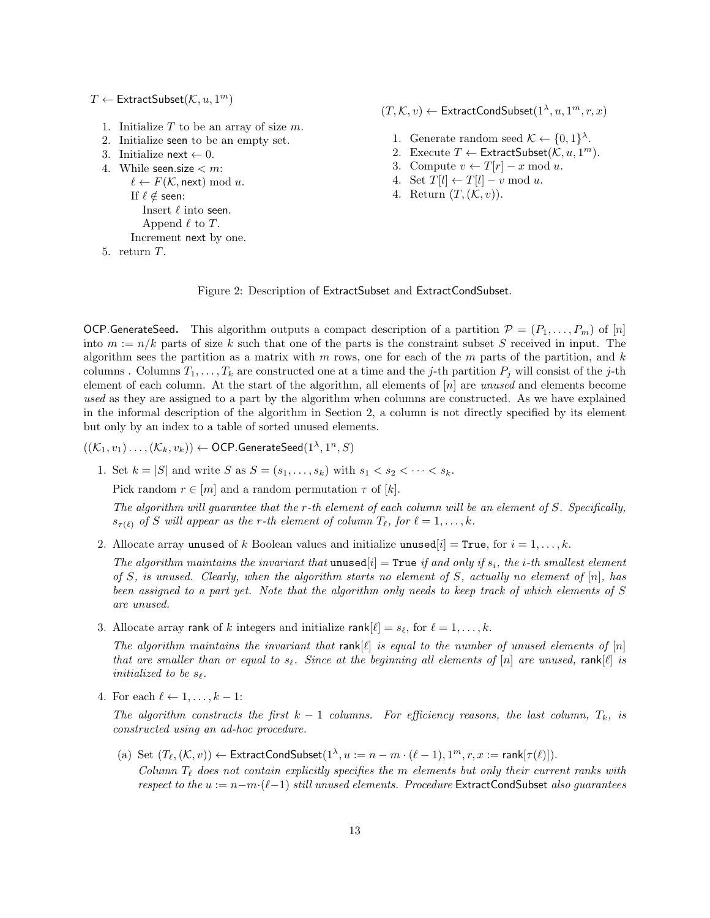$T \leftarrow \mathsf{ExtractSubset}(\mathcal{K}, u, 1^m)$

1. Initialize $T$ to be an array of size $m$.
2. Initialize $\mathsf{seen}$ to be an empty set.
3. Initialize $\mathsf{next} \leftarrow 0$.
4. While $\mathsf{seen.size} < m$:
   $\ell \leftarrow F(\mathcal{K}, \mathsf{next}) \bmod u$.
   If $\ell \notin \mathsf{seen}$:
      Insert $\ell$ into $\mathsf{seen}$.
      Append $\ell$ to $T$.
   Increment $\mathsf{next}$ by one.
5. return $T$.

$(T, \mathcal{K}, v) \leftarrow \mathsf{ExtractCondSubset}(1^\lambda, u, 1^m, r, x)$

1. Generate random seed $\mathcal{K} \leftarrow \{0,1\}^\lambda$.
2. Execute $T \leftarrow \mathsf{ExtractSubset}(\mathcal{K}, u, 1^m)$.
3. Compute $v \leftarrow T[r] - x \bmod u$.
4. Set $T[l] \leftarrow T[l] - v \bmod u$.
4. Return $(T, (\mathcal{K}, v))$.

Figure 2: Description of ExtractSubset and ExtractCondSubset.

**OCP.GenerateSeed.** This algorithm outputs a compact description of a partition $\mathcal{P} = (P_1, \ldots, P_m)$ of $[n]$ into $m := n/k$ parts of size $k$ such that one of the parts is the constraint subset $S$ received in input. The algorithm sees the partition as a matrix with $m$ rows, one for each of the $m$ parts of the partition, and $k$ columns . Columns $T_1, \ldots, T_k$ are constructed one at a time and the $j$-th partition $P_j$ will consist of the $j$-th element of each column. At the start of the algorithm, all elements of $[n]$ are *unused* and elements become *used* as they are assigned to a part by the algorithm when columns are constructed. As we have explained in the informal description of the algorithm in Section 2, a column is not directly specified by its element but only by an index to a table of sorted unused elements.

$((\mathcal{K}_1, v_1) \ldots, (\mathcal{K}_k, v_k)) \leftarrow \mathsf{OCP.GenerateSeed}(1^\lambda, 1^n, S)$

1. Set $k = |S|$ and write $S$ as $S = (s_1, \ldots, s_k)$ with $s_1 < s_2 < \cdots < s_k$.

   Pick random $r \in [m]$ and a random permutation $\tau$ of $[k]$.

   *The algorithm will guarantee that the $r$-th element of each column will be an element of $S$. Specifically, $s_{\tau(\ell)}$ of $S$ will appear as the $r$-th element of column $T_\ell$, for $\ell = 1, \ldots, k$.*

2. Allocate array `unused` of $k$ Boolean values and initialize $\mathtt{unused}[i] = \mathtt{True}$, for $i = 1, \ldots, k$.

   *The algorithm maintains the invariant that $\mathtt{unused}[i] = \mathtt{True}$ if and only if $s_i$, the $i$-th smallest element of $S$, is unused. Clearly, when the algorithm starts no element of $S$, actually no element of $[n]$, has been assigned to a part yet. Note that the algorithm only needs to keep track of which elements of $S$ are unused.*

3. Allocate array $\mathsf{rank}$ of $k$ integers and initialize $\mathsf{rank}[\ell] = s_\ell$, for $\ell = 1, \ldots, k$.

   *The algorithm maintains the invariant that $\mathsf{rank}[\ell]$ is equal to the number of unused elements of $[n]$ that are smaller than or equal to $s_\ell$. Since at the beginning all elements of $[n]$ are unused, $\mathsf{rank}[\ell]$ is initialized to be $s_\ell$.*

4. For each $\ell \leftarrow 1, \ldots, k-1$:

   *The algorithm constructs the first $k-1$ columns. For efficiency reasons, the last column, $T_k$, is constructed using an ad-hoc procedure.*

   (a) Set $(T_\ell, (\mathcal{K}, v)) \leftarrow \mathsf{ExtractCondSubset}(1^\lambda, u := n - m \cdot (\ell - 1), 1^m, r, x := \mathsf{rank}[\tau(\ell)])$.
   *Column $T_\ell$ does not contain explicitly specifies the $m$ elements but only their current ranks with respect to the $u := n - m \cdot (\ell - 1)$ still unused elements. Procedure* ExtractCondSubset *also guarantees*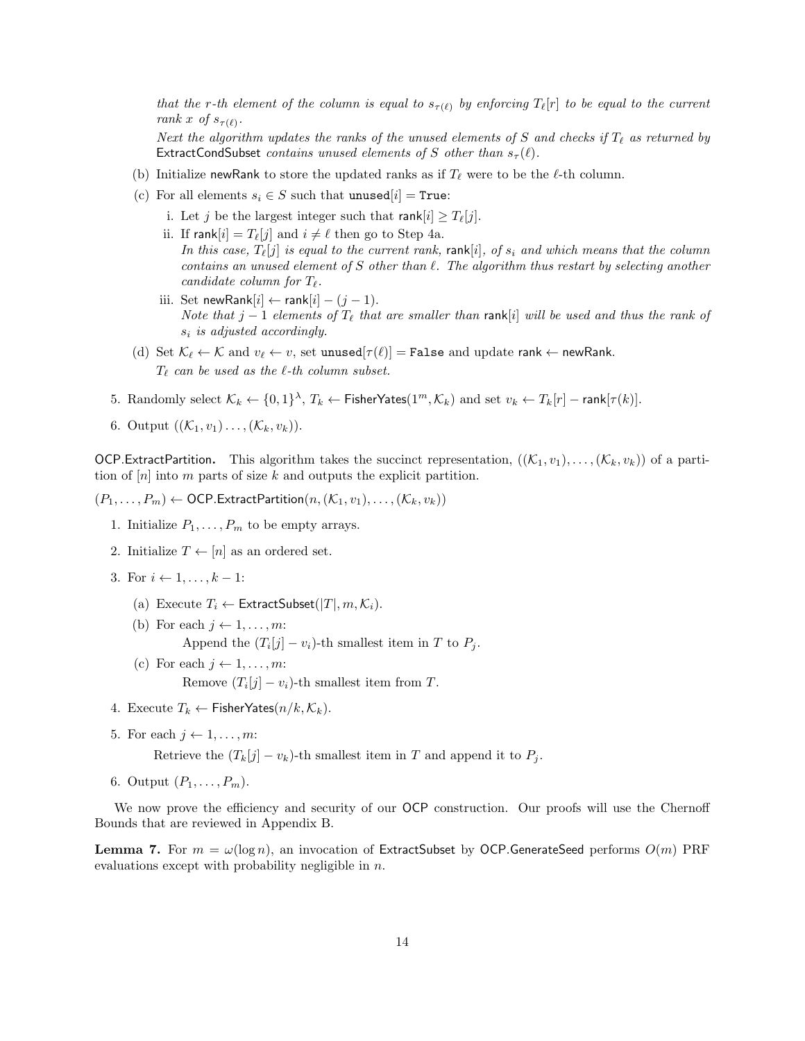*that the $r$-th element of the column is equal to $s_{\tau(\ell)}$ by enforcing $T_\ell[r]$ to be equal to the current rank $x$ of $s_{\tau(\ell)}$.*

*Next the algorithm updates the ranks of the unused elements of $S$ and checks if $T_\ell$ as returned by* ExtractCondSubset *contains unused elements of $S$ other than $s_\tau(\ell)$.*

(b) Initialize newRank to store the updated ranks as if $T_\ell$ were to be the $\ell$-th column.

(c) For all elements $s_i \in S$ such that `unused`$[i] =$ `True`:

i. Let $j$ be the largest integer such that $\mathsf{rank}[i] \geq T_\ell[j]$.

ii. If $\mathsf{rank}[i] = T_\ell[j]$ and $i \neq \ell$ then go to Step 4a.
*In this case, $T_\ell[j]$ is equal to the current rank, $\mathsf{rank}[i]$, of $s_i$ and which means that the column contains an unused element of $S$ other than $\ell$. The algorithm thus restart by selecting another candidate column for $T_\ell$.*

iii. Set $\mathsf{newRank}[i] \leftarrow \mathsf{rank}[i] - (j-1)$.
*Note that $j-1$ elements of $T_\ell$ that are smaller than $\mathsf{rank}[i]$ will be used and thus the rank of $s_i$ is adjusted accordingly.*

(d) Set $\mathcal{K}_\ell \leftarrow \mathcal{K}$ and $v_\ell \leftarrow v$, set `unused`$[\tau(\ell)] =$ `False` and update $\mathsf{rank} \leftarrow \mathsf{newRank}$.
*$T_\ell$ can be used as the $\ell$-th column subset.*

5. Randomly select $\mathcal{K}_k \leftarrow \{0,1\}^\lambda$, $T_k \leftarrow \mathsf{FisherYates}(1^m, \mathcal{K}_k)$ and set $v_k \leftarrow T_k[r] - \mathsf{rank}[\tau(k)]$.

6. Output $((\mathcal{K}_1, v_1)\ldots,(\mathcal{K}_k, v_k))$.

**OCP.ExtractPartition.** This algorithm takes the succinct representation, $((\mathcal{K}_1, v_1), \ldots, (\mathcal{K}_k, v_k))$ of a partition of $[n]$ into $m$ parts of size $k$ and outputs the explicit partition.

$(P_1, \ldots, P_m) \leftarrow \mathsf{OCP.ExtractPartition}(n, (\mathcal{K}_1, v_1), \ldots, (\mathcal{K}_k, v_k))$

1. Initialize $P_1, \ldots, P_m$ to be empty arrays.
2. Initialize $T \leftarrow [n]$ as an ordered set.
3. For $i \leftarrow 1, \ldots, k-1$:
   (a) Execute $T_i \leftarrow \mathsf{ExtractSubset}(|T|, m, \mathcal{K}_i)$.
   (b) For each $j \leftarrow 1, \ldots, m$:
   Append the $(T_i[j] - v_i)$-th smallest item in $T$ to $P_j$.
   (c) For each $j \leftarrow 1, \ldots, m$:
   Remove $(T_i[j] - v_i)$-th smallest item from $T$.
4. Execute $T_k \leftarrow \mathsf{FisherYates}(n/k, \mathcal{K}_k)$.
5. For each $j \leftarrow 1, \ldots, m$:
   Retrieve the $(T_k[j] - v_k)$-th smallest item in $T$ and append it to $P_j$.
6. Output $(P_1, \ldots, P_m)$.

We now prove the efficiency and security of our OCP construction. Our proofs will use the Chernoff Bounds that are reviewed in Appendix B.

**Lemma 7.** For $m = \omega(\log n)$, an invocation of ExtractSubset by OCP.GenerateSeed performs $O(m)$ PRF evaluations except with probability negligible in $n$.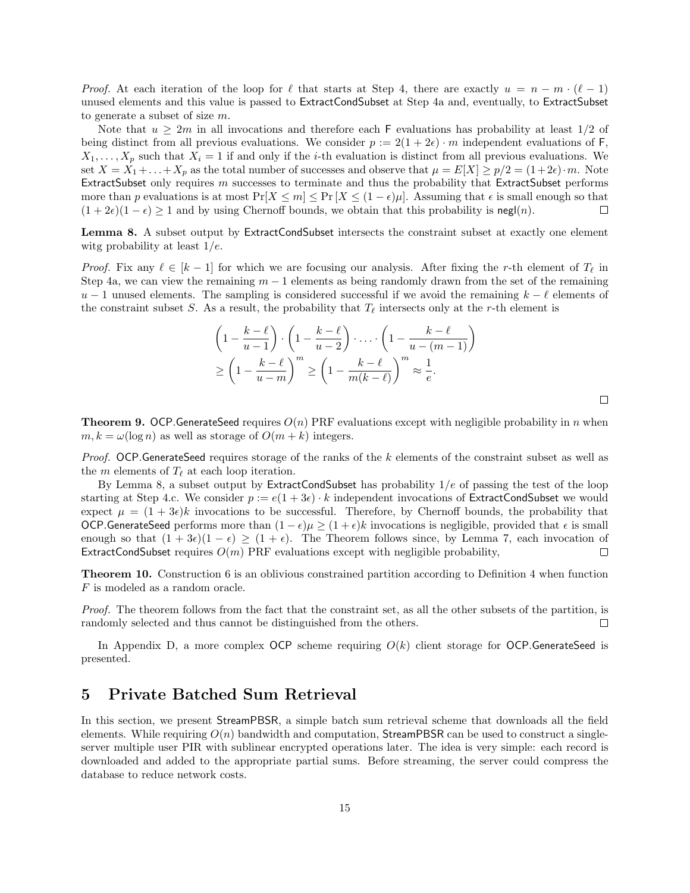*Proof.* At each iteration of the loop for $\ell$ that starts at Step 4, there are exactly $u = n - m \cdot (\ell - 1)$ unused elements and this value is passed to ExtractCondSubset at Step 4a and, eventually, to ExtractSubset to generate a subset of size $m$.

Note that $u \geq 2m$ in all invocations and therefore each F evaluations has probability at least 1/2 of being distinct from all previous evaluations. We consider $p := 2(1 + 2\epsilon) \cdot m$ independent evaluations of F, $X_1, \ldots, X_p$ such that $X_i = 1$ if and only if the $i$-th evaluation is distinct from all previous evaluations. We set $X = X_1 + \ldots + X_p$ as the total number of successes and observe that $\mu = E[X] \geq p/2 = (1+2\epsilon) \cdot m$. Note ExtractSubset only requires $m$ successes to terminate and thus the probability that ExtractSubset performs more than $p$ evaluations is at most $\Pr[X \leq m] \leq \Pr[X \leq (1 - \epsilon)\mu]$. Assuming that $\epsilon$ is small enough so that $(1 + 2\epsilon)(1 - \epsilon) \geq 1$ and by using Chernoff bounds, we obtain that this probability is $\mathsf{negl}(n)$. $\square$

**Lemma 8.** A subset output by ExtractCondSubset intersects the constraint subset at exactly one element witg probability at least $1/e$.

*Proof.* Fix any $\ell \in [k - 1]$ for which we are focusing our analysis. After fixing the $r$-th element of $T_\ell$ in Step 4a, we can view the remaining $m - 1$ elements as being randomly drawn from the set of the remaining $u - 1$ unused elements. The sampling is considered successful if we avoid the remaining $k - \ell$ elements of the constraint subset $S$. As a result, the probability that $T_\ell$ intersects only at the $r$-th element is

$$\left(1 - \frac{k-\ell}{u-1}\right) \cdot \left(1 - \frac{k-\ell}{u-2}\right) \cdot \ldots \cdot \left(1 - \frac{k-\ell}{u-(m-1)}\right)$$
$$\geq \left(1 - \frac{k-\ell}{u-m}\right)^m \geq \left(1 - \frac{k-\ell}{m(k-\ell)}\right)^m \approx \frac{1}{e}.$$

$\square$

**Theorem 9.** OCP.GenerateSeed requires $O(n)$ PRF evaluations except with negligible probability in $n$ when $m, k = \omega(\log n)$ as well as storage of $O(m + k)$ integers.

*Proof.* OCP.GenerateSeed requires storage of the ranks of the $k$ elements of the constraint subset as well as the $m$ elements of $T_\ell$ at each loop iteration.

By Lemma 8, a subset output by ExtractCondSubset has probability $1/e$ of passing the test of the loop starting at Step 4.c. We consider $p := e(1 + 3\epsilon) \cdot k$ independent invocations of ExtractCondSubset we would expect $\mu = (1 + 3\epsilon)k$ invocations to be successful. Therefore, by Chernoff bounds, the probability that OCP.GenerateSeed performs more than $(1 - \epsilon)\mu \geq (1 + \epsilon)k$ invocations is negligible, provided that $\epsilon$ is small enough so that $(1 + 3\epsilon)(1 - \epsilon) \geq (1 + \epsilon)$. The Theorem follows since, by Lemma 7, each invocation of ExtractCondSubset requires $O(m)$ PRF evaluations except with negligible probability, $\square$

**Theorem 10.** Construction 6 is an oblivious constrained partition according to Definition 4 when function $F$ is modeled as a random oracle.

*Proof.* The theorem follows from the fact that the constraint set, as all the other subsets of the partition, is randomly selected and thus cannot be distinguished from the others. $\square$

In Appendix D, a more complex OCP scheme requiring $O(k)$ client storage for OCP.GenerateSeed is presented.

# 5 Private Batched Sum Retrieval

In this section, we present StreamPBSR, a simple batch sum retrieval scheme that downloads all the field elements. While requiring $O(n)$ bandwidth and computation, StreamPBSR can be used to construct a single-server multiple user PIR with sublinear encrypted operations later. The idea is very simple: each record is downloaded and added to the appropriate partial sums. Before streaming, the server could compress the database to reduce network costs.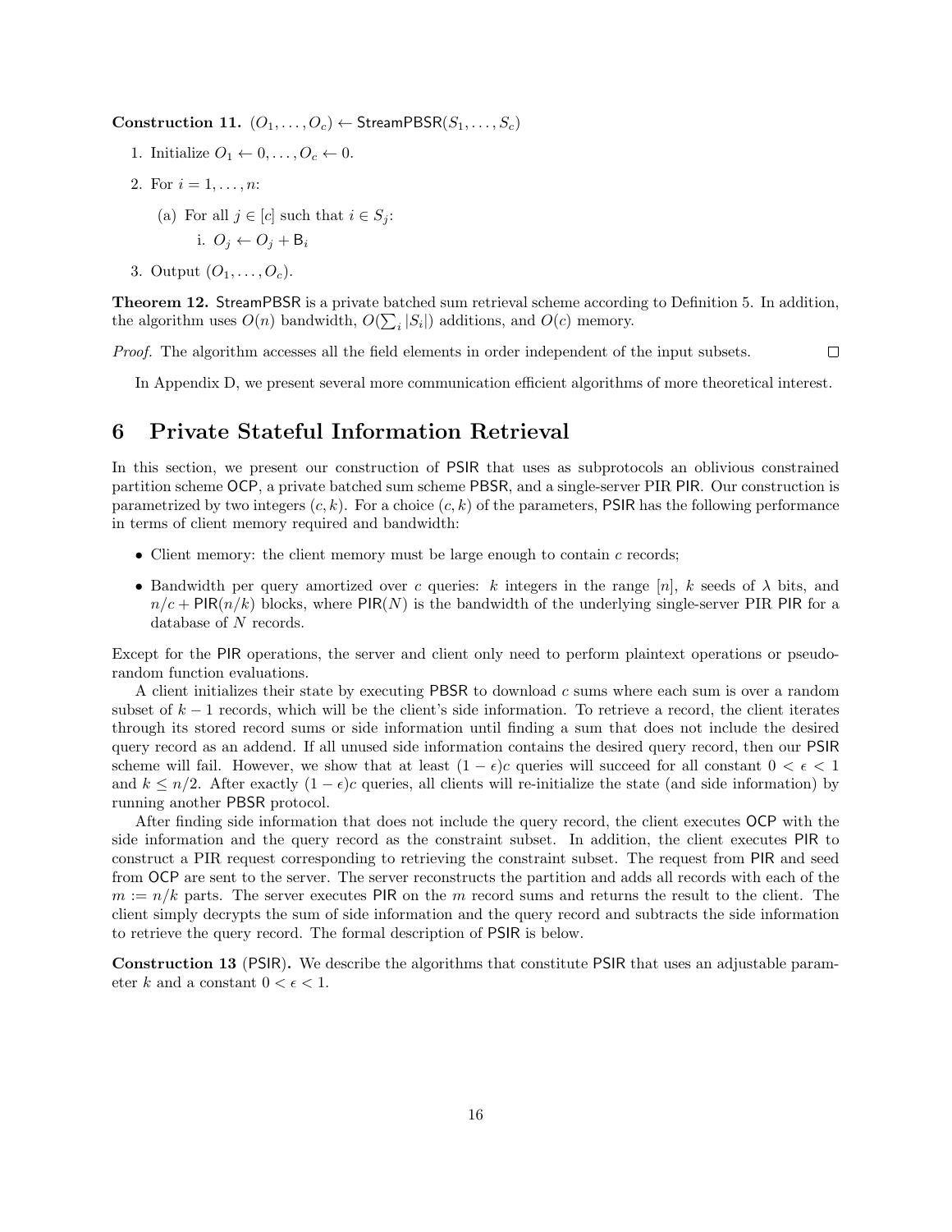**Construction 11.** $(O_1, \ldots, O_c) \leftarrow \mathsf{StreamPBSR}(S_1, \ldots, S_c)$

1. Initialize $O_1 \leftarrow 0, \ldots, O_c \leftarrow 0$.
2. For $i = 1, \ldots, n$:
   (a) For all $j \in [c]$ such that $i \in S_j$:
      i. $O_j \leftarrow O_j + \mathsf{B}_i$
3. Output $(O_1, \ldots, O_c)$.

**Theorem 12.** $\mathsf{StreamPBSR}$ is a private batched sum retrieval scheme according to Definition 5. In addition, the algorithm uses $O(n)$ bandwidth, $O(\sum_i |S_i|)$ additions, and $O(c)$ memory.

*Proof.* The algorithm accesses all the field elements in order independent of the input subsets. □

In Appendix D, we present several more communication efficient algorithms of more theoretical interest.

# 6 Private Stateful Information Retrieval

In this section, we present our construction of $\mathsf{PSIR}$ that uses as subprotocols an oblivious constrained partition scheme $\mathsf{OCP}$, a private batched sum scheme $\mathsf{PBSR}$, and a single-server PIR $\mathsf{PIR}$. Our construction is parametrized by two integers $(c, k)$. For a choice $(c, k)$ of the parameters, $\mathsf{PSIR}$ has the following performance in terms of client memory required and bandwidth:

- Client memory: the client memory must be large enough to contain $c$ records;
- Bandwidth per query amortized over $c$ queries: $k$ integers in the range $[n]$, $k$ seeds of $\lambda$ bits, and $n/c + \mathsf{PIR}(n/k)$ blocks, where $\mathsf{PIR}(N)$ is the bandwidth of the underlying single-server PIR $\mathsf{PIR}$ for a database of $N$ records.

Except for the $\mathsf{PIR}$ operations, the server and client only need to perform plaintext operations or pseudorandom function evaluations.

A client initializes their state by executing $\mathsf{PBSR}$ to download $c$ sums where each sum is over a random subset of $k-1$ records, which will be the client's side information. To retrieve a record, the client iterates through its stored record sums or side information until finding a sum that does not include the desired query record as an addend. If all unused side information contains the desired query record, then our $\mathsf{PSIR}$ scheme will fail. However, we show that at least $(1-\epsilon)c$ queries will succeed for all constant $0 < \epsilon < 1$ and $k \le n/2$. After exactly $(1-\epsilon)c$ queries, all clients will re-initialize the state (and side information) by running another $\mathsf{PBSR}$ protocol.

After finding side information that does not include the query record, the client executes $\mathsf{OCP}$ with the side information and the query record as the constraint subset. In addition, the client executes $\mathsf{PIR}$ to construct a PIR request corresponding to retrieving the constraint subset. The request from $\mathsf{PIR}$ and seed from $\mathsf{OCP}$ are sent to the server. The server reconstructs the partition and adds all records with each of the $m := n/k$ parts. The server executes $\mathsf{PIR}$ on the $m$ record sums and returns the result to the client. The client simply decrypts the sum of side information and the query record and subtracts the side information to retrieve the query record. The formal description of $\mathsf{PSIR}$ is below.

**Construction 13** ($\mathsf{PSIR}$)**.** We describe the algorithms that constitute $\mathsf{PSIR}$ that uses an adjustable parameter $k$ and a constant $0 < \epsilon < 1$.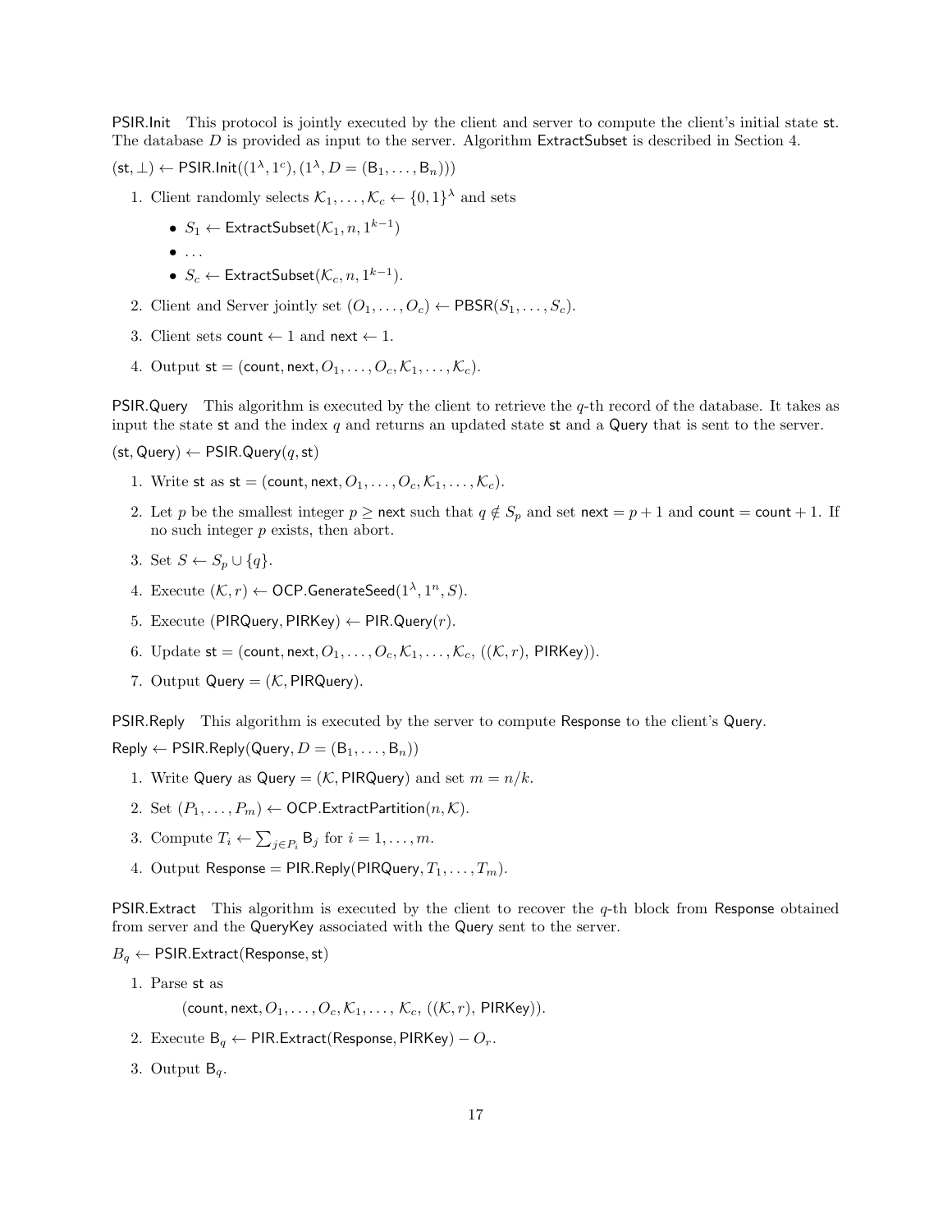**PSIR.Init** This protocol is jointly executed by the client and server to compute the client's initial state $\mathsf{st}$. The database $D$ is provided as input to the server. Algorithm $\mathsf{ExtractSubset}$ is described in Section 4.

$(\mathsf{st}, \perp) \leftarrow \mathsf{PSIR.Init}((1^\lambda, 1^c), (1^\lambda, D = (\mathsf{B}_1, \ldots, \mathsf{B}_n)))$

1. Client randomly selects $\mathcal{K}_1, \ldots, \mathcal{K}_c \leftarrow \{0,1\}^\lambda$ and sets
   - $S_1 \leftarrow \mathsf{ExtractSubset}(\mathcal{K}_1, n, 1^{k-1})$
   - ...
   - $S_c \leftarrow \mathsf{ExtractSubset}(\mathcal{K}_c, n, 1^{k-1})$.
2. Client and Server jointly set $(O_1, \ldots, O_c) \leftarrow \mathsf{PBSR}(S_1, \ldots, S_c)$.
3. Client sets $\mathsf{count} \leftarrow 1$ and $\mathsf{next} \leftarrow 1$.
4. Output $\mathsf{st} = (\mathsf{count}, \mathsf{next}, O_1, \ldots, O_c, \mathcal{K}_1, \ldots, \mathcal{K}_c)$.

**PSIR.Query** This algorithm is executed by the client to retrieve the $q$-th record of the database. It takes as input the state $\mathsf{st}$ and the index $q$ and returns an updated state $\mathsf{st}$ and a $\mathsf{Query}$ that is sent to the server.

$(\mathsf{st}, \mathsf{Query}) \leftarrow \mathsf{PSIR.Query}(q, \mathsf{st})$

1. Write $\mathsf{st}$ as $\mathsf{st} = (\mathsf{count}, \mathsf{next}, O_1, \ldots, O_c, \mathcal{K}_1, \ldots, \mathcal{K}_c)$.
2. Let $p$ be the smallest integer $p \geq \mathsf{next}$ such that $q \notin S_p$ and set $\mathsf{next} = p + 1$ and $\mathsf{count} = \mathsf{count} + 1$. If no such integer $p$ exists, then abort.
3. Set $S \leftarrow S_p \cup \{q\}$.
4. Execute $(\mathcal{K}, r) \leftarrow \mathsf{OCP.GenerateSeed}(1^\lambda, 1^n, S)$.
5. Execute $(\mathsf{PIRQuery}, \mathsf{PIRKey}) \leftarrow \mathsf{PIR.Query}(r)$.
6. Update $\mathsf{st} = (\mathsf{count}, \mathsf{next}, O_1, \ldots, O_c, \mathcal{K}_1, \ldots, \mathcal{K}_c, ((\mathcal{K}, r), \mathsf{PIRKey}))$.
7. Output $\mathsf{Query} = (\mathcal{K}, \mathsf{PIRQuery})$.

**PSIR.Reply** This algorithm is executed by the server to compute $\mathsf{Response}$ to the client's $\mathsf{Query}$.

$\mathsf{Reply} \leftarrow \mathsf{PSIR.Reply}(\mathsf{Query}, D = (\mathsf{B}_1, \ldots, \mathsf{B}_n))$

1. Write $\mathsf{Query}$ as $\mathsf{Query} = (\mathcal{K}, \mathsf{PIRQuery})$ and set $m = n/k$.
2. Set $(P_1, \ldots, P_m) \leftarrow \mathsf{OCP.ExtractPartition}(n, \mathcal{K})$.
3. Compute $T_i \leftarrow \sum_{j \in P_i} \mathsf{B}_j$ for $i = 1, \ldots, m$.
4. Output $\mathsf{Response} = \mathsf{PIR.Reply}(\mathsf{PIRQuery}, T_1, \ldots, T_m)$.

**PSIR.Extract** This algorithm is executed by the client to recover the $q$-th block from $\mathsf{Response}$ obtained from server and the $\mathsf{QueryKey}$ associated with the $\mathsf{Query}$ sent to the server.

$B_q \leftarrow \mathsf{PSIR.Extract}(\mathsf{Response}, \mathsf{st})$

1. Parse $\mathsf{st}$ as

   $$(\mathsf{count}, \mathsf{next}, O_1, \ldots, O_c, \mathcal{K}_1, \ldots, \mathcal{K}_c, ((\mathcal{K}, r), \mathsf{PIRKey})).$$

2. Execute $\mathsf{B}_q \leftarrow \mathsf{PIR.Extract}(\mathsf{Response}, \mathsf{PIRKey}) - O_r$.
3. Output $\mathsf{B}_q$.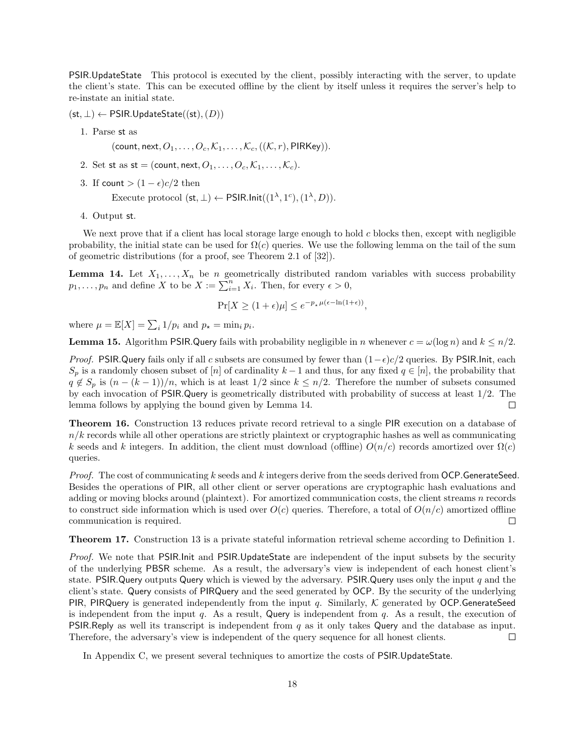PSIR.UpdateState   This protocol is executed by the client, possibly interacting with the server, to update the client's state. This can be executed offline by the client by itself unless it requires the server's help to re-instate an initial state.

$(\mathsf{st}, \perp) \leftarrow \mathsf{PSIR.UpdateState}((\mathsf{st}), (D))$

1. Parse st as

   $(\mathsf{count}, \mathsf{next}, O_1, \ldots, O_c, \mathcal{K}_1, \ldots, \mathcal{K}_c, ((\mathcal{K}, r), \mathsf{PIRKey}))$.

2. Set st as $\mathsf{st} = (\mathsf{count}, \mathsf{next}, O_1, \ldots, O_c, \mathcal{K}_1, \ldots, \mathcal{K}_c)$.

3. If $\mathsf{count} > (1 - \epsilon)c/2$ then

   Execute protocol $(\mathsf{st}, \perp) \leftarrow \mathsf{PSIR.Init}((1^\lambda, 1^c), (1^\lambda, D))$.

4. Output st.

We next prove that if a client has local storage large enough to hold $c$ blocks then, except with negligible probability, the initial state can be used for $\Omega(c)$ queries. We use the following lemma on the tail of the sum of geometric distributions (for a proof, see Theorem 2.1 of [32]).

**Lemma 14.** Let $X_1, \ldots, X_n$ be $n$ geometrically distributed random variables with success probability $p_1, \ldots, p_n$ and define $X$ to be $X := \sum_{i=1}^{n} X_i$. Then, for every $\epsilon > 0$,

$$\Pr[X \geq (1 + \epsilon)\mu] \leq e^{-p_\star \mu(\epsilon - \ln(1+\epsilon))},$$

where $\mu = \mathbb{E}[X] = \sum_i 1/p_i$ and $p_\star = \min_i p_i$.

**Lemma 15.** Algorithm PSIR.Query fails with probability negligible in $n$ whenever $c = \omega(\log n)$ and $k \leq n/2$.

*Proof.* PSIR.Query fails only if all $c$ subsets are consumed by fewer than $(1-\epsilon)c/2$ queries. By PSIR.Init, each $S_p$ is a randomly chosen subset of $[n]$ of cardinality $k - 1$ and thus, for any fixed $q \in [n]$, the probability that $q \notin S_p$ is $(n - (k - 1))/n$, which is at least $1/2$ since $k \leq n/2$. Therefore the number of subsets consumed by each invocation of PSIR.Query is geometrically distributed with probability of success at least $1/2$. The lemma follows by applying the bound given by Lemma 14. ◻

**Theorem 16.** Construction 13 reduces private record retrieval to a single PIR execution on a database of $n/k$ records while all other operations are strictly plaintext or cryptographic hashes as well as communicating $k$ seeds and $k$ integers. In addition, the client must download (offline) $O(n/c)$ records amortized over $\Omega(c)$ queries.

*Proof.* The cost of communicating $k$ seeds and $k$ integers derive from the seeds derived from OCP.GenerateSeed. Besides the operations of PIR, all other client or server operations are cryptographic hash evaluations and adding or moving blocks around (plaintext). For amortized communication costs, the client streams $n$ records to construct side information which is used over $O(c)$ queries. Therefore, a total of $O(n/c)$ amortized offline communication is required. ◻

**Theorem 17.** Construction 13 is a private stateful information retrieval scheme according to Definition 1.

*Proof.* We note that PSIR.Init and PSIR.UpdateState are independent of the input subsets by the security of the underlying PBSR scheme. As a result, the adversary's view is independent of each honest client's state. PSIR.Query outputs Query which is viewed by the adversary. PSIR.Query uses only the input $q$ and the client's state. Query consists of PIRQuery and the seed generated by OCP. By the security of the underlying PIR, PIRQuery is generated independently from the input $q$. Similarly, $\mathcal{K}$ generated by OCP.GenerateSeed is independent from the input $q$. As a result, Query is independent from $q$. As a result, the execution of PSIR.Reply as well its transcript is independent from $q$ as it only takes Query and the database as input. Therefore, the adversary's view is independent of the query sequence for all honest clients. ◻

In Appendix C, we present several techniques to amortize the costs of PSIR.UpdateState.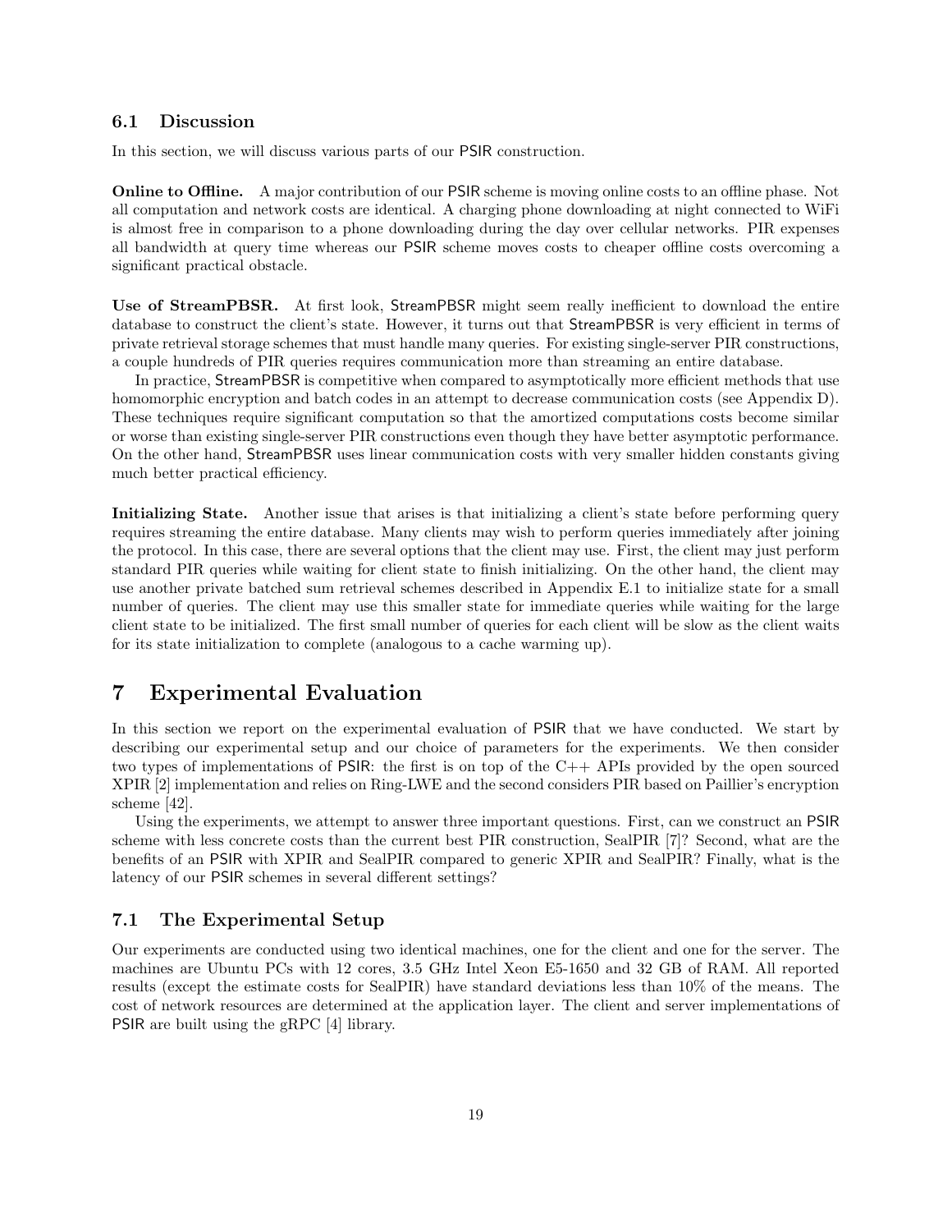### 6.1 Discussion

In this section, we will discuss various parts of our PSIR construction.

**Online to Offline.** A major contribution of our PSIR scheme is moving online costs to an offline phase. Not all computation and network costs are identical. A charging phone downloading at night connected to WiFi is almost free in comparison to a phone downloading during the day over cellular networks. PIR expenses all bandwidth at query time whereas our PSIR scheme moves costs to cheaper offline costs overcoming a significant practical obstacle.

**Use of StreamPBSR.** At first look, StreamPBSR might seem really inefficient to download the entire database to construct the client's state. However, it turns out that StreamPBSR is very efficient in terms of private retrieval storage schemes that must handle many queries. For existing single-server PIR constructions, a couple hundreds of PIR queries requires communication more than streaming an entire database.

In practice, StreamPBSR is competitive when compared to asymptotically more efficient methods that use homomorphic encryption and batch codes in an attempt to decrease communication costs (see Appendix D). These techniques require significant computation so that the amortized computations costs become similar or worse than existing single-server PIR constructions even though they have better asymptotic performance. On the other hand, StreamPBSR uses linear communication costs with very smaller hidden constants giving much better practical efficiency.

**Initializing State.** Another issue that arises is that initializing a client's state before performing query requires streaming the entire database. Many clients may wish to perform queries immediately after joining the protocol. In this case, there are several options that the client may use. First, the client may just perform standard PIR queries while waiting for client state to finish initializing. On the other hand, the client may use another private batched sum retrieval schemes described in Appendix E.1 to initialize state for a small number of queries. The client may use this smaller state for immediate queries while waiting for the large client state to be initialized. The first small number of queries for each client will be slow as the client waits for its state initialization to complete (analogous to a cache warming up).

## 7 Experimental Evaluation

In this section we report on the experimental evaluation of PSIR that we have conducted. We start by describing our experimental setup and our choice of parameters for the experiments. We then consider two types of implementations of PSIR: the first is on top of the C++ APIs provided by the open sourced XPIR [2] implementation and relies on Ring-LWE and the second considers PIR based on Paillier's encryption scheme [42].

Using the experiments, we attempt to answer three important questions. First, can we construct an PSIR scheme with less concrete costs than the current best PIR construction, SealPIR [7]? Second, what are the benefits of an PSIR with XPIR and SealPIR compared to generic XPIR and SealPIR? Finally, what is the latency of our PSIR schemes in several different settings?

### 7.1 The Experimental Setup

Our experiments are conducted using two identical machines, one for the client and one for the server. The machines are Ubuntu PCs with 12 cores, 3.5 GHz Intel Xeon E5-1650 and 32 GB of RAM. All reported results (except the estimate costs for SealPIR) have standard deviations less than 10% of the means. The cost of network resources are determined at the application layer. The client and server implementations of PSIR are built using the gRPC [4] library.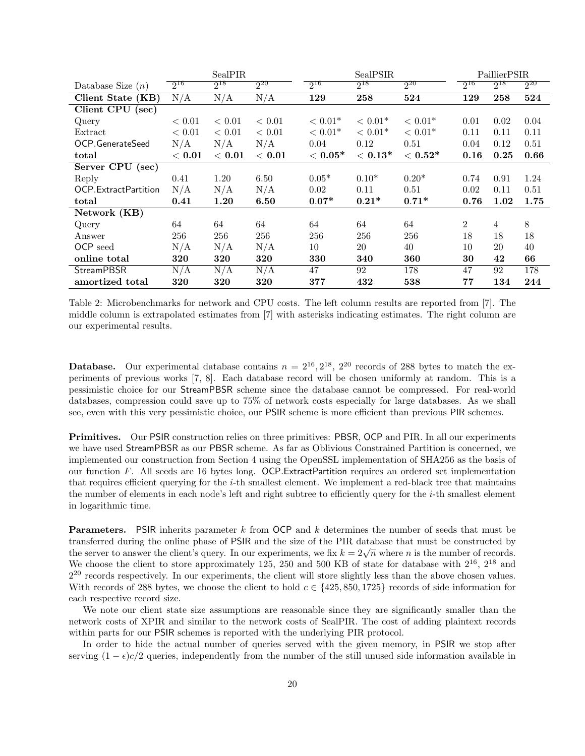| | SealPIR | | | SealPSIR | | | PaillierPSIR | | |
|---|---|---|---|---|---|---|---|---|---|
| Database Size ($n$) | $2^{16}$ | $2^{18}$ | $2^{20}$ | $2^{16}$ | $2^{18}$ | $2^{20}$ | $2^{16}$ | $2^{18}$ | $2^{20}$ |
| **Client State (KB)** | N/A | N/A | N/A | **129** | **258** | **524** | **129** | **258** | **524** |
| **Client CPU (sec)** | | | | | | | | | |
| Query | $< 0.01$ | $< 0.01$ | $< 0.01$ | $< 0.01$* | $< 0.01$* | $< 0.01$* | 0.01 | 0.02 | 0.04 |
| Extract | $< 0.01$ | $< 0.01$ | $< 0.01$ | $< 0.01$* | $< 0.01$* | $< 0.01$* | 0.11 | 0.11 | 0.11 |
| OCP.GenerateSeed | N/A | N/A | N/A | 0.04 | 0.12 | 0.51 | 0.04 | 0.12 | 0.51 |
| **total** | $< $ **0.01** | $< $ **0.01** | $< $ **0.01** | $< $ **0.05*** | $< $ **0.13*** | $< $ **0.52*** | **0.16** | **0.25** | **0.66** |
| **Server CPU (sec)** | | | | | | | | | |
| Reply | 0.41 | 1.20 | 6.50 | 0.05* | 0.10* | 0.20* | 0.74 | 0.91 | 1.24 |
| OCP.ExtractPartition | N/A | N/A | N/A | 0.02 | 0.11 | 0.51 | 0.02 | 0.11 | 0.51 |
| **total** | **0.41** | **1.20** | **6.50** | **0.07*** | **0.21*** | **0.71*** | **0.76** | **1.02** | **1.75** |
| **Network (KB)** | | | | | | | | | |
| Query | 64 | 64 | 64 | 64 | 64 | 64 | 2 | 4 | 8 |
| Answer | 256 | 256 | 256 | 256 | 256 | 256 | 18 | 18 | 18 |
| OCP seed | N/A | N/A | N/A | 10 | 20 | 40 | 10 | 20 | 40 |
| **online total** | **320** | **320** | **320** | **330** | **340** | **360** | **30** | **42** | **66** |
| StreamPBSR | N/A | N/A | N/A | 47 | 92 | 178 | 47 | 92 | 178 |
| **amortized total** | **320** | **320** | **320** | **377** | **432** | **538** | **77** | **134** | **244** |

Table 2: Microbenchmarks for network and CPU costs. The left column results are reported from [7]. The middle column is extrapolated estimates from [7] with asterisks indicating estimates. The right column are our experimental results.

**Database.** Our experimental database contains $n = 2^{16}, 2^{18}, 2^{20}$ records of 288 bytes to match the experiments of previous works [7, 8]. Each database record will be chosen uniformly at random. This is a pessimistic choice for our StreamPBSR scheme since the database cannot be compressed. For real-world databases, compression could save up to 75% of network costs especially for large databases. As we shall see, even with this very pessimistic choice, our PSIR scheme is more efficient than previous PIR schemes.

**Primitives.** Our PSIR construction relies on three primitives: PBSR, OCP and PIR. In all our experiments we have used StreamPBSR as our PBSR scheme. As far as Oblivious Constrained Partition is concerned, we implemented our construction from Section 4 using the OpenSSL implementation of SHA256 as the basis of our function $F$. All seeds are 16 bytes long. OCP.ExtractPartition requires an ordered set implementation that requires efficient querying for the $i$-th smallest element. We implement a red-black tree that maintains the number of elements in each node's left and right subtree to efficiently query for the $i$-th smallest element in logarithmic time.

**Parameters.** PSIR inherits parameter $k$ from OCP and $k$ determines the number of seeds that must be transferred during the online phase of PSIR and the size of the PIR database that must be constructed by the server to answer the client's query. In our experiments, we fix $k = 2\sqrt{n}$ where $n$ is the number of records. We choose the client to store approximately 125, 250 and 500 KB of state for database with $2^{16}$, $2^{18}$ and $2^{20}$ records respectively. In our experiments, the client will store slightly less than the above chosen values. With records of 288 bytes, we choose the client to hold $c \in \{425, 850, 1725\}$ records of side information for each respective record size.

We note our client state size assumptions are reasonable since they are significantly smaller than the network costs of XPIR and similar to the network costs of SealPIR. The cost of adding plaintext records within parts for our PSIR schemes is reported with the underlying PIR protocol.

In order to hide the actual number of queries served with the given memory, in PSIR we stop after serving $(1 - \epsilon)c/2$ queries, independently from the number of the still unused side information available in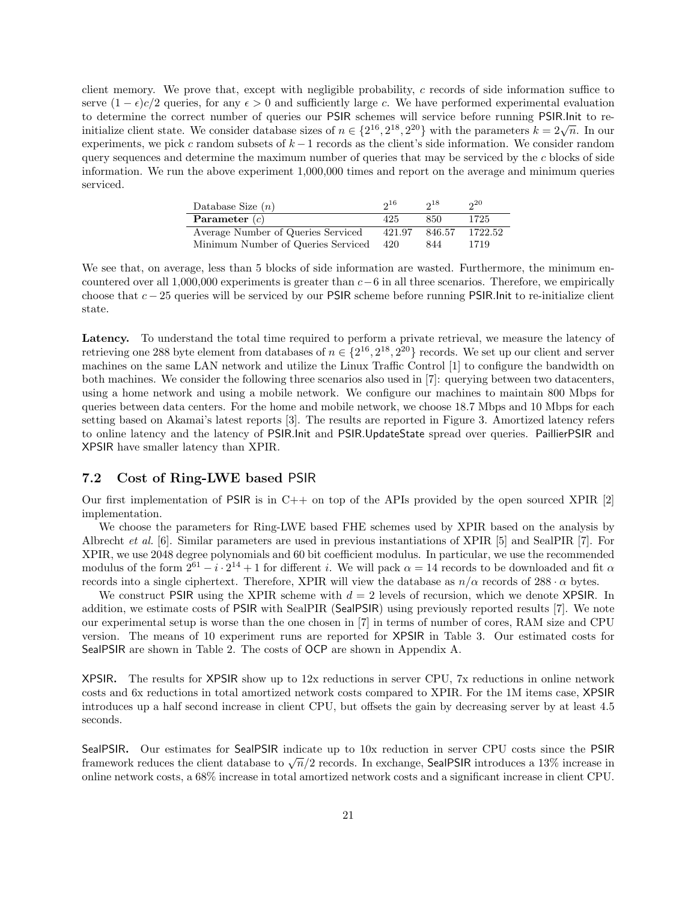client memory. We prove that, except with negligible probability, $c$ records of side information suffice to serve $(1-\epsilon)c/2$ queries, for any $\epsilon > 0$ and sufficiently large $c$. We have performed experimental evaluation to determine the correct number of queries our PSIR schemes will service before running PSIR.Init to re-initialize client state. We consider database sizes of $n \in \{2^{16}, 2^{18}, 2^{20}\}$ with the parameters $k = 2\sqrt{n}$. In our experiments, we pick $c$ random subsets of $k-1$ records as the client's side information. We consider random query sequences and determine the maximum number of queries that may be serviced by the $c$ blocks of side information. We run the above experiment 1,000,000 times and report on the average and minimum queries serviced.

| Database Size ($n$) | $2^{16}$ | $2^{18}$ | $2^{20}$ |
|---|---|---|---|
| **Parameter** ($c$) | 425 | 850 | 1725 |
| Average Number of Queries Serviced | 421.97 | 846.57 | 1722.52 |
| Minimum Number of Queries Serviced | 420 | 844 | 1719 |

We see that, on average, less than 5 blocks of side information are wasted. Furthermore, the minimum encountered over all 1,000,000 experiments is greater than $c-6$ in all three scenarios. Therefore, we empirically choose that $c-25$ queries will be serviced by our PSIR scheme before running PSIR.Init to re-initialize client state.

**Latency.** To understand the total time required to perform a private retrieval, we measure the latency of retrieving one 288 byte element from databases of $n \in \{2^{16}, 2^{18}, 2^{20}\}$ records. We set up our client and server machines on the same LAN network and utilize the Linux Traffic Control [1] to configure the bandwidth on both machines. We consider the following three scenarios also used in [7]: querying between two datacenters, using a home network and using a mobile network. We configure our machines to maintain 800 Mbps for queries between data centers. For the home and mobile network, we choose 18.7 Mbps and 10 Mbps for each setting based on Akamai's latest reports [3]. The results are reported in Figure 3. Amortized latency refers to online latency and the latency of PSIR.Init and PSIR.UpdateState spread over queries. PaillierPSIR and XPSIR have smaller latency than XPIR.

## 7.2 Cost of Ring-LWE based PSIR

Our first implementation of PSIR is in C++ on top of the APIs provided by the open sourced XPIR [2] implementation.

We choose the parameters for Ring-LWE based FHE schemes used by XPIR based on the analysis by Albrecht *et al.* [6]. Similar parameters are used in previous instantiations of XPIR [5] and SealPIR [7]. For XPIR, we use 2048 degree polynomials and 60 bit coefficient modulus. In particular, we use the recommended modulus of the form $2^{61} - i \cdot 2^{14} + 1$ for different $i$. We will pack $\alpha = 14$ records to be downloaded and fit $\alpha$ records into a single ciphertext. Therefore, XPIR will view the database as $n/\alpha$ records of $288 \cdot \alpha$ bytes.

We construct PSIR using the XPIR scheme with $d = 2$ levels of recursion, which we denote XPSIR. In addition, we estimate costs of PSIR with SealPIR (SealPSIR) using previously reported results [7]. We note our experimental setup is worse than the one chosen in [7] in terms of number of cores, RAM size and CPU version. The means of 10 experiment runs are reported for XPSIR in Table 3. Our estimated costs for SealPSIR are shown in Table 2. The costs of OCP are shown in Appendix A.

**XPSIR.** The results for XPSIR show up to 12x reductions in server CPU, 7x reductions in online network costs and 6x reductions in total amortized network costs compared to XPIR. For the 1M items case, XPSIR introduces up a half second increase in client CPU, but offsets the gain by decreasing server by at least 4.5 seconds.

**SealPSIR.** Our estimates for SealPSIR indicate up to 10x reduction in server CPU costs since the PSIR framework reduces the client database to $\sqrt{n}/2$ records. In exchange, SealPSIR introduces a 13% increase in online network costs, a 68% increase in total amortized network costs and a significant increase in client CPU.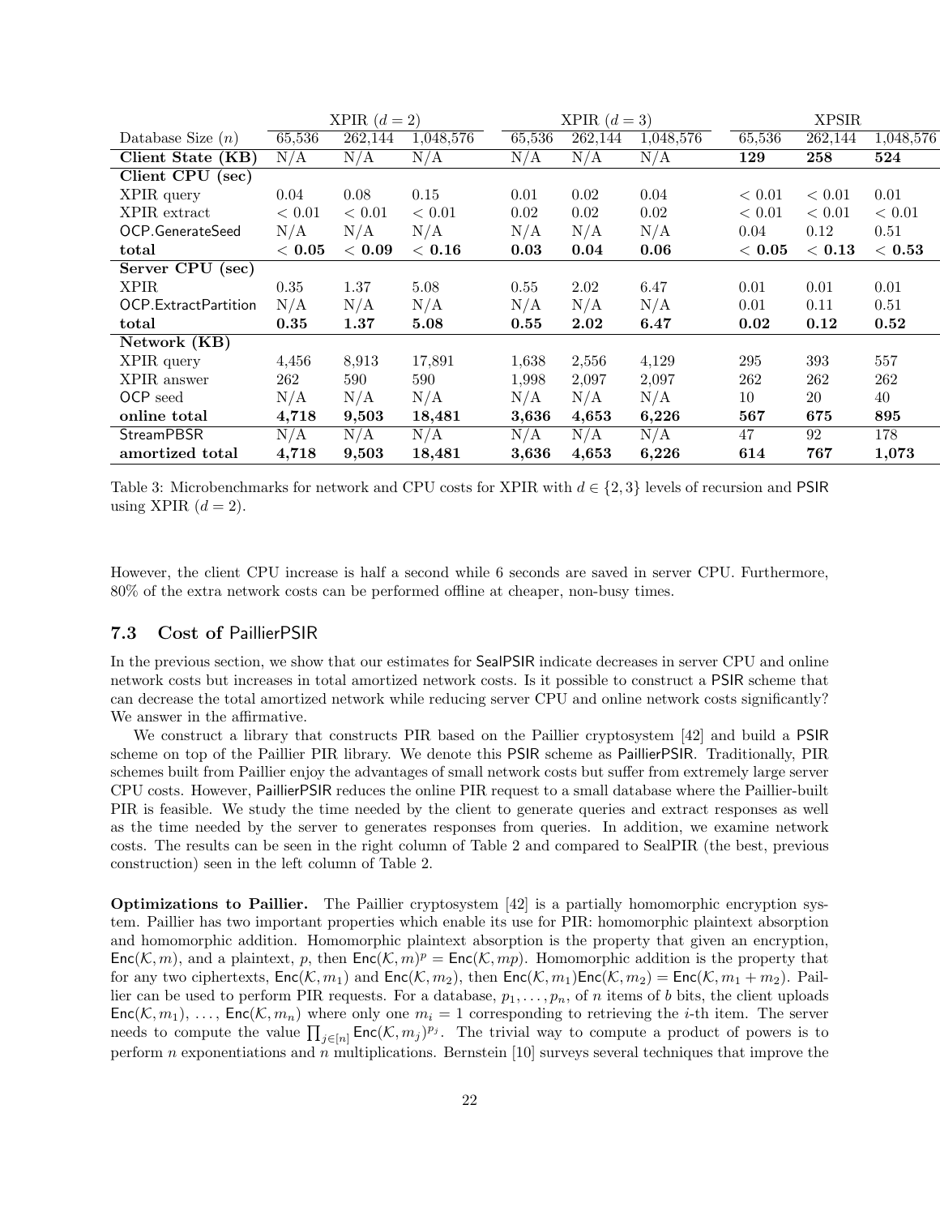| | XPIR ($d = 2$) | | | XPIR ($d = 3$) | | | XPSIR | | |
|---|---|---|---|---|---|---|---|---|---|
| Database Size ($n$) | 65,536 | 262,144 | 1,048,576 | 65,536 | 262,144 | 1,048,576 | 65,536 | 262,144 | 1,048,576 |
| **Client State (KB)** | N/A | N/A | N/A | N/A | N/A | N/A | **129** | **258** | **524** |
| **Client CPU (sec)** | | | | | | | | | |
| XPIR query | 0.04 | 0.08 | 0.15 | 0.01 | 0.02 | 0.04 | $< 0.01$ | $< 0.01$ | 0.01 |
| XPIR extract | $< 0.01$ | $< 0.01$ | $< 0.01$ | 0.02 | 0.02 | 0.02 | $< 0.01$ | $< 0.01$ | $< 0.01$ |
| OCP.GenerateSeed | N/A | N/A | N/A | N/A | N/A | N/A | 0.04 | 0.12 | 0.51 |
| **total** | $\mathbf{< 0.05}$ | $\mathbf{< 0.09}$ | $\mathbf{< 0.16}$ | **0.03** | **0.04** | **0.06** | $\mathbf{< 0.05}$ | $\mathbf{< 0.13}$ | $\mathbf{< 0.53}$ |
| **Server CPU (sec)** | | | | | | | | | |
| XPIR | 0.35 | 1.37 | 5.08 | 0.55 | 2.02 | 6.47 | 0.01 | 0.01 | 0.01 |
| OCP.ExtractPartition | N/A | N/A | N/A | N/A | N/A | N/A | 0.01 | 0.11 | 0.51 |
| **total** | **0.35** | **1.37** | **5.08** | **0.55** | **2.02** | **6.47** | **0.02** | **0.12** | **0.52** |
| **Network (KB)** | | | | | | | | | |
| XPIR query | 4,456 | 8,913 | 17,891 | 1,638 | 2,556 | 4,129 | 295 | 393 | 557 |
| XPIR answer | 262 | 590 | 590 | 1,998 | 2,097 | 2,097 | 262 | 262 | 262 |
| OCP seed | N/A | N/A | N/A | N/A | N/A | N/A | 10 | 20 | 40 |
| **online total** | **4,718** | **9,503** | **18,481** | **3,636** | **4,653** | **6,226** | **567** | **675** | **895** |
| StreamPBSR | N/A | N/A | N/A | N/A | N/A | N/A | 47 | 92 | 178 |
| **amortized total** | **4,718** | **9,503** | **18,481** | **3,636** | **4,653** | **6,226** | **614** | **767** | **1,073** |

Table 3: Microbenchmarks for network and CPU costs for XPIR with $d \in \{2, 3\}$ levels of recursion and PSIR using XPIR ($d = 2$).

However, the client CPU increase is half a second while 6 seconds are saved in server CPU. Furthermore, 80% of the extra network costs can be performed offline at cheaper, non-busy times.

### 7.3 Cost of PaillierPSIR

In the previous section, we show that our estimates for SealPSIR indicate decreases in server CPU and online network costs but increases in total amortized network costs. Is it possible to construct a PSIR scheme that can decrease the total amortized network while reducing server CPU and online network costs significantly? We answer in the affirmative.

We construct a library that constructs PIR based on the Paillier cryptosystem [42] and build a PSIR scheme on top of the Paillier PIR library. We denote this PSIR scheme as PaillierPSIR. Traditionally, PIR schemes built from Paillier enjoy the advantages of small network costs but suffer from extremely large server CPU costs. However, PaillierPSIR reduces the online PIR request to a small database where the Paillier-built PIR is feasible. We study the time needed by the client to generate queries and extract responses as well as the time needed by the server to generates responses from queries. In addition, we examine network costs. The results can be seen in the right column of Table 2 and compared to SealPIR (the best, previous construction) seen in the left column of Table 2.

**Optimizations to Paillier.** The Paillier cryptosystem [42] is a partially homomorphic encryption system. Paillier has two important properties which enable its use for PIR: homomorphic plaintext absorption and homomorphic addition. Homomorphic plaintext absorption is the property that given an encryption, $\mathsf{Enc}(\mathcal{K}, m)$, and a plaintext, $p$, then $\mathsf{Enc}(\mathcal{K}, m)^p = \mathsf{Enc}(\mathcal{K}, mp)$. Homomorphic addition is the property that for any two ciphertexts, $\mathsf{Enc}(\mathcal{K}, m_1)$ and $\mathsf{Enc}(\mathcal{K}, m_2)$, then $\mathsf{Enc}(\mathcal{K}, m_1)\mathsf{Enc}(\mathcal{K}, m_2) = \mathsf{Enc}(\mathcal{K}, m_1 + m_2)$. Paillier can be used to perform PIR requests. For a database, $p_1, \ldots, p_n$, of $n$ items of $b$ bits, the client uploads $\mathsf{Enc}(\mathcal{K}, m_1), \ldots, \mathsf{Enc}(\mathcal{K}, m_n)$ where only one $m_i = 1$ corresponding to retrieving the $i$-th item. The server needs to compute the value $\prod_{j \in [n]} \mathsf{Enc}(\mathcal{K}, m_j)^{p_j}$. The trivial way to compute a product of powers is to perform $n$ exponentiations and $n$ multiplications. Bernstein [10] surveys several techniques that improve the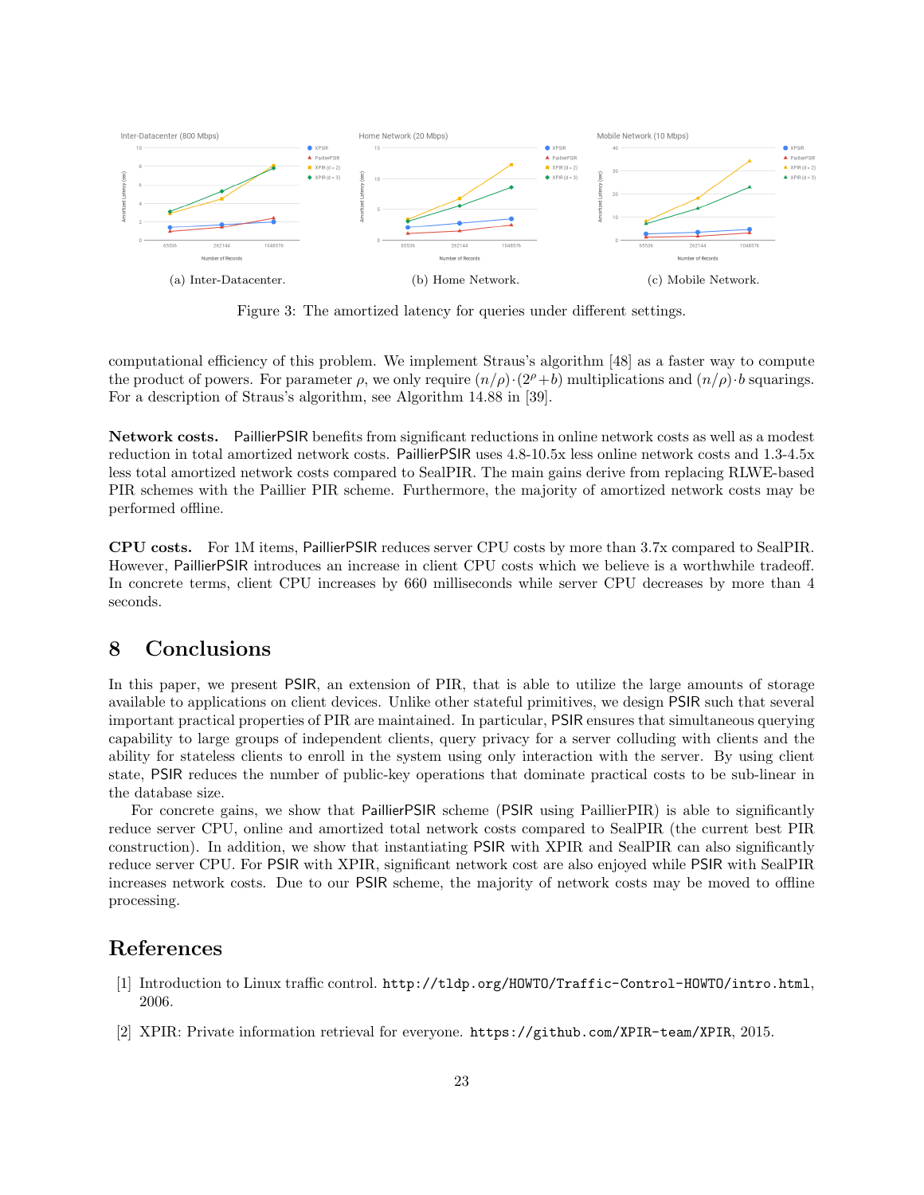(a) Inter-Datacenter. (b) Home Network. (c) Mobile Network.

Figure 3: The amortized latency for queries under different settings.

computational efficiency of this problem. We implement Straus's algorithm [48] as a faster way to compute the product of powers. For parameter $\rho$, we only require $(n/\rho) \cdot (2^\rho + b)$ multiplications and $(n/\rho) \cdot b$ squarings. For a description of Straus's algorithm, see Algorithm 14.88 in [39].

**Network costs.** PaillierPSIR benefits from significant reductions in online network costs as well as a modest reduction in total amortized network costs. PaillierPSIR uses 4.8-10.5x less online network costs and 1.3-4.5x less total amortized network costs compared to SealPIR. The main gains derive from replacing RLWE-based PIR schemes with the Paillier PIR scheme. Furthermore, the majority of amortized network costs may be performed offline.

**CPU costs.** For 1M items, PaillierPSIR reduces server CPU costs by more than 3.7x compared to SealPIR. However, PaillierPSIR introduces an increase in client CPU costs which we believe is a worthwhile tradeoff. In concrete terms, client CPU increases by 660 milliseconds while server CPU decreases by more than 4 seconds.

# 8 Conclusions

In this paper, we present PSIR, an extension of PIR, that is able to utilize the large amounts of storage available to applications on client devices. Unlike other stateful primitives, we design PSIR such that several important practical properties of PIR are maintained. In particular, PSIR ensures that simultaneous querying capability to large groups of independent clients, query privacy for a server colluding with clients and the ability for stateless clients to enroll in the system using only interaction with the server. By using client state, PSIR reduces the number of public-key operations that dominate practical costs to be sub-linear in the database size.

For concrete gains, we show that PaillierPSIR scheme (PSIR using PaillierPIR) is able to significantly reduce server CPU, online and amortized total network costs compared to SealPIR (the current best PIR construction). In addition, we show that instantiating PSIR with XPIR and SealPIR can also significantly reduce server CPU. For PSIR with XPIR, significant network cost are also enjoyed while PSIR with SealPIR increases network costs. Due to our PSIR scheme, the majority of network costs may be moved to offline processing.

# References

[1] Introduction to Linux traffic control. `http://tldp.org/HOWTO/Traffic-Control-HOWTO/intro.html`, 2006.

[2] XPIR: Private information retrieval for everyone. `https://github.com/XPIR-team/XPIR`, 2015.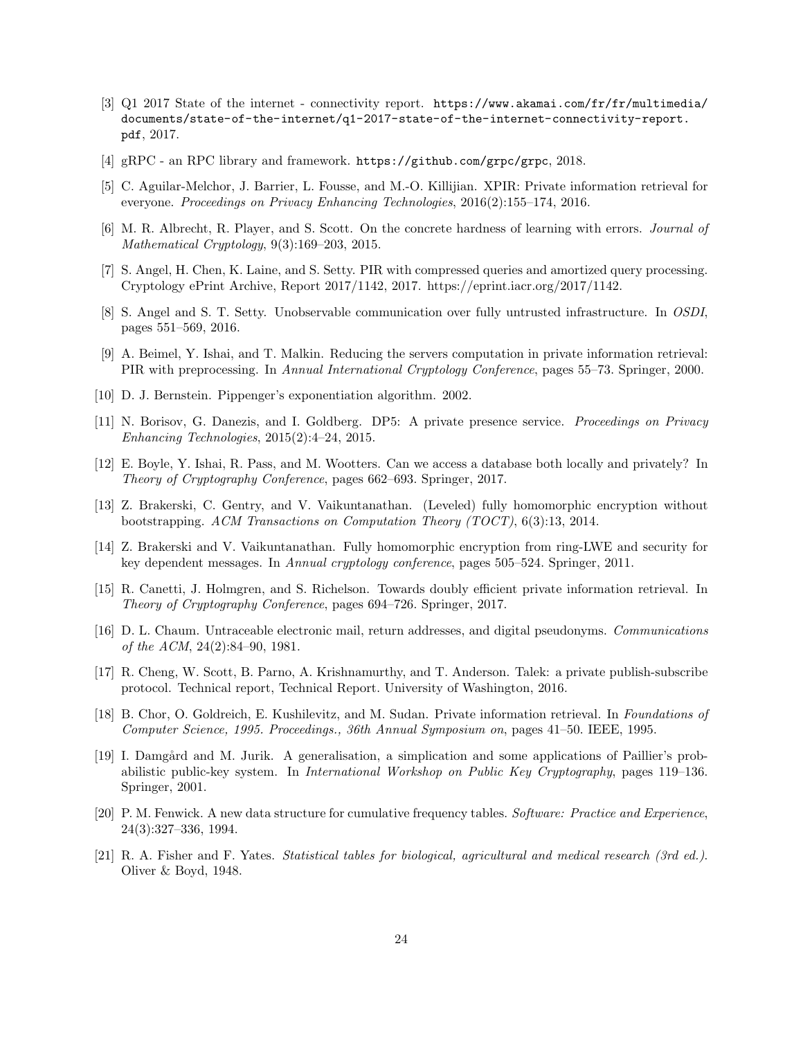[3] Q1 2017 State of the internet - connectivity report. `https://www.akamai.com/fr/fr/multimedia/documents/state-of-the-internet/q1-2017-state-of-the-internet-connectivity-report.pdf`, 2017.

[4] gRPC - an RPC library and framework. `https://github.com/grpc/grpc`, 2018.

[5] C. Aguilar-Melchor, J. Barrier, L. Fousse, and M.-O. Killijian. XPIR: Private information retrieval for everyone. *Proceedings on Privacy Enhancing Technologies*, 2016(2):155–174, 2016.

[6] M. R. Albrecht, R. Player, and S. Scott. On the concrete hardness of learning with errors. *Journal of Mathematical Cryptology*, 9(3):169–203, 2015.

[7] S. Angel, H. Chen, K. Laine, and S. Setty. PIR with compressed queries and amortized query processing. Cryptology ePrint Archive, Report 2017/1142, 2017. https://eprint.iacr.org/2017/1142.

[8] S. Angel and S. T. Setty. Unobservable communication over fully untrusted infrastructure. In *OSDI*, pages 551–569, 2016.

[9] A. Beimel, Y. Ishai, and T. Malkin. Reducing the servers computation in private information retrieval: PIR with preprocessing. In *Annual International Cryptology Conference*, pages 55–73. Springer, 2000.

[10] D. J. Bernstein. Pippenger's exponentiation algorithm. 2002.

[11] N. Borisov, G. Danezis, and I. Goldberg. DP5: A private presence service. *Proceedings on Privacy Enhancing Technologies*, 2015(2):4–24, 2015.

[12] E. Boyle, Y. Ishai, R. Pass, and M. Wootters. Can we access a database both locally and privately? In *Theory of Cryptography Conference*, pages 662–693. Springer, 2017.

[13] Z. Brakerski, C. Gentry, and V. Vaikuntanathan. (Leveled) fully homomorphic encryption without bootstrapping. *ACM Transactions on Computation Theory (TOCT)*, 6(3):13, 2014.

[14] Z. Brakerski and V. Vaikuntanathan. Fully homomorphic encryption from ring-LWE and security for key dependent messages. In *Annual cryptology conference*, pages 505–524. Springer, 2011.

[15] R. Canetti, J. Holmgren, and S. Richelson. Towards doubly efficient private information retrieval. In *Theory of Cryptography Conference*, pages 694–726. Springer, 2017.

[16] D. L. Chaum. Untraceable electronic mail, return addresses, and digital pseudonyms. *Communications of the ACM*, 24(2):84–90, 1981.

[17] R. Cheng, W. Scott, B. Parno, A. Krishnamurthy, and T. Anderson. Talek: a private publish-subscribe protocol. Technical report, Technical Report. University of Washington, 2016.

[18] B. Chor, O. Goldreich, E. Kushilevitz, and M. Sudan. Private information retrieval. In *Foundations of Computer Science, 1995. Proceedings., 36th Annual Symposium on*, pages 41–50. IEEE, 1995.

[19] I. Damgård and M. Jurik. A generalisation, a simplication and some applications of Paillier's probabilistic public-key system. In *International Workshop on Public Key Cryptography*, pages 119–136. Springer, 2001.

[20] P. M. Fenwick. A new data structure for cumulative frequency tables. *Software: Practice and Experience*, 24(3):327–336, 1994.

[21] R. A. Fisher and F. Yates. *Statistical tables for biological, agricultural and medical research (3rd ed.)*. Oliver & Boyd, 1948.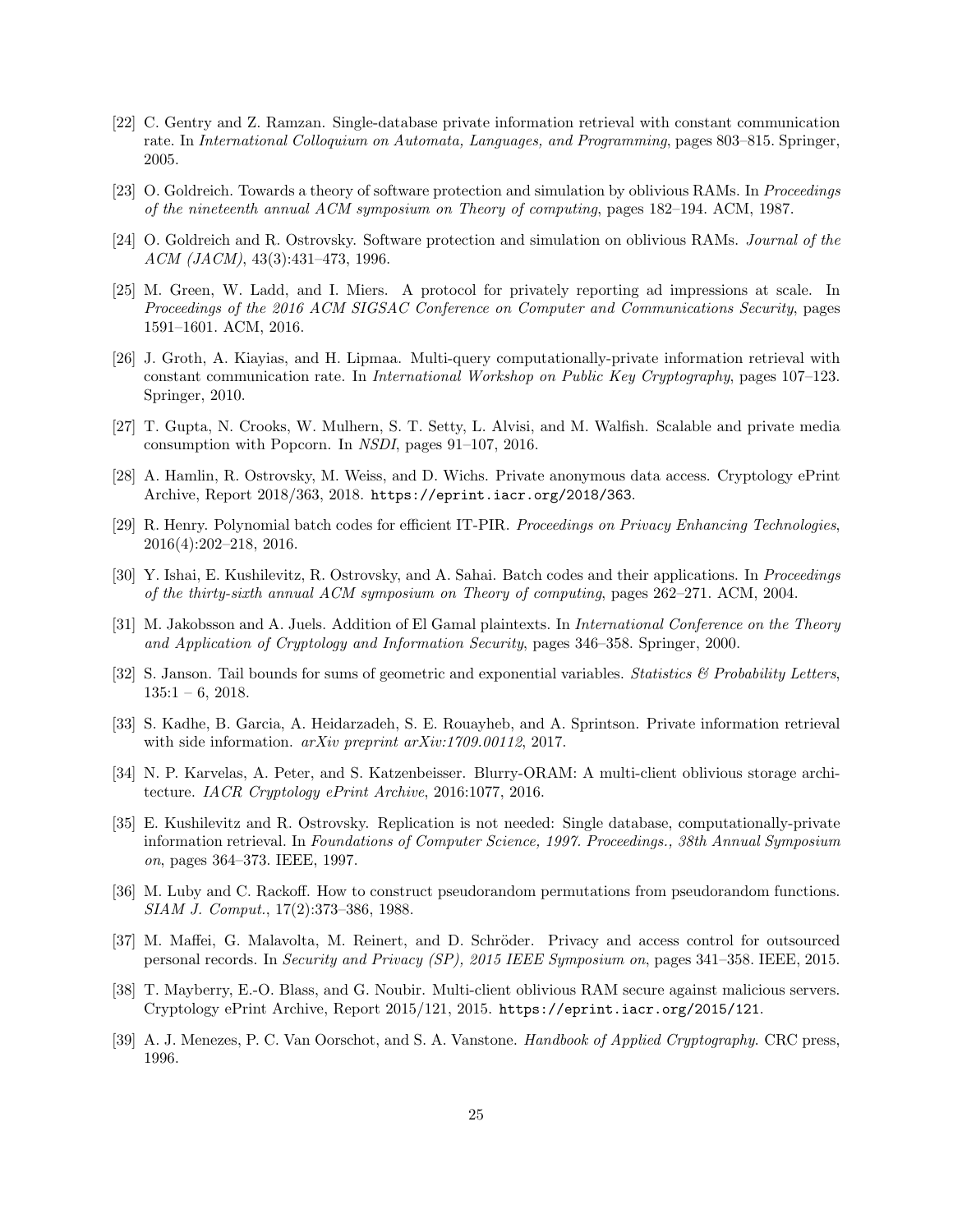[22] C. Gentry and Z. Ramzan. Single-database private information retrieval with constant communication rate. In *International Colloquium on Automata, Languages, and Programming*, pages 803–815. Springer, 2005.

[23] O. Goldreich. Towards a theory of software protection and simulation by oblivious RAMs. In *Proceedings of the nineteenth annual ACM symposium on Theory of computing*, pages 182–194. ACM, 1987.

[24] O. Goldreich and R. Ostrovsky. Software protection and simulation on oblivious RAMs. *Journal of the ACM (JACM)*, 43(3):431–473, 1996.

[25] M. Green, W. Ladd, and I. Miers. A protocol for privately reporting ad impressions at scale. In *Proceedings of the 2016 ACM SIGSAC Conference on Computer and Communications Security*, pages 1591–1601. ACM, 2016.

[26] J. Groth, A. Kiayias, and H. Lipmaa. Multi-query computationally-private information retrieval with constant communication rate. In *International Workshop on Public Key Cryptography*, pages 107–123. Springer, 2010.

[27] T. Gupta, N. Crooks, W. Mulhern, S. T. Setty, L. Alvisi, and M. Walfish. Scalable and private media consumption with Popcorn. In *NSDI*, pages 91–107, 2016.

[28] A. Hamlin, R. Ostrovsky, M. Weiss, and D. Wichs. Private anonymous data access. Cryptology ePrint Archive, Report 2018/363, 2018. `https://eprint.iacr.org/2018/363`.

[29] R. Henry. Polynomial batch codes for efficient IT-PIR. *Proceedings on Privacy Enhancing Technologies*, 2016(4):202–218, 2016.

[30] Y. Ishai, E. Kushilevitz, R. Ostrovsky, and A. Sahai. Batch codes and their applications. In *Proceedings of the thirty-sixth annual ACM symposium on Theory of computing*, pages 262–271. ACM, 2004.

[31] M. Jakobsson and A. Juels. Addition of El Gamal plaintexts. In *International Conference on the Theory and Application of Cryptology and Information Security*, pages 346–358. Springer, 2000.

[32] S. Janson. Tail bounds for sums of geometric and exponential variables. *Statistics & Probability Letters*, 135:1 – 6, 2018.

[33] S. Kadhe, B. Garcia, A. Heidarzadeh, S. E. Rouayheb, and A. Sprintson. Private information retrieval with side information. *arXiv preprint arXiv:1709.00112*, 2017.

[34] N. P. Karvelas, A. Peter, and S. Katzenbeisser. Blurry-ORAM: A multi-client oblivious storage architecture. *IACR Cryptology ePrint Archive*, 2016:1077, 2016.

[35] E. Kushilevitz and R. Ostrovsky. Replication is not needed: Single database, computationally-private information retrieval. In *Foundations of Computer Science, 1997. Proceedings., 38th Annual Symposium on*, pages 364–373. IEEE, 1997.

[36] M. Luby and C. Rackoff. How to construct pseudorandom permutations from pseudorandom functions. *SIAM J. Comput.*, 17(2):373–386, 1988.

[37] M. Maffei, G. Malavolta, M. Reinert, and D. Schröder. Privacy and access control for outsourced personal records. In *Security and Privacy (SP), 2015 IEEE Symposium on*, pages 341–358. IEEE, 2015.

[38] T. Mayberry, E.-O. Blass, and G. Noubir. Multi-client oblivious RAM secure against malicious servers. Cryptology ePrint Archive, Report 2015/121, 2015. `https://eprint.iacr.org/2015/121`.

[39] A. J. Menezes, P. C. Van Oorschot, and S. A. Vanstone. *Handbook of Applied Cryptography*. CRC press, 1996.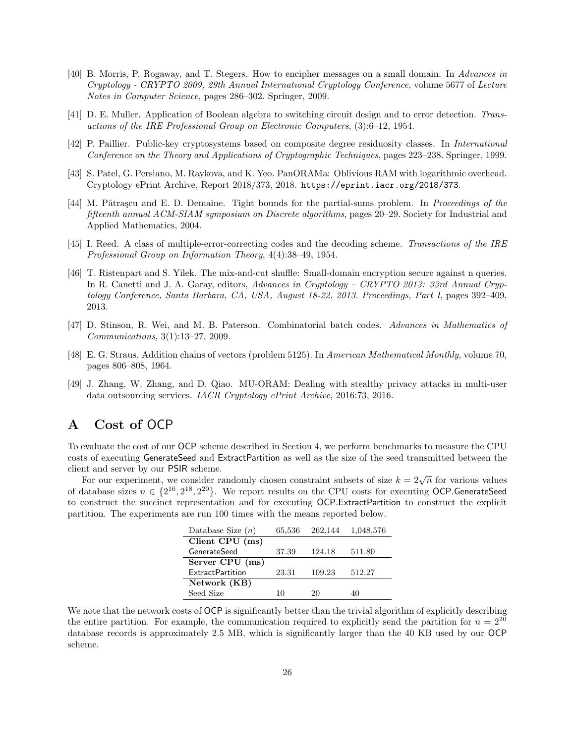[40] B. Morris, P. Rogaway, and T. Stegers. How to encipher messages on a small domain. In *Advances in Cryptology - CRYPTO 2009, 29th Annual International Cryptology Conference*, volume 5677 of *Lecture Notes in Computer Science*, pages 286–302. Springer, 2009.

[41] D. E. Muller. Application of Boolean algebra to switching circuit design and to error detection. *Transactions of the IRE Professional Group on Electronic Computers*, (3):6–12, 1954.

[42] P. Paillier. Public-key cryptosystems based on composite degree residuosity classes. In *International Conference on the Theory and Applications of Cryptographic Techniques*, pages 223–238. Springer, 1999.

[43] S. Patel, G. Persiano, M. Raykova, and K. Yeo. PanORAMa: Oblivious RAM with logarithmic overhead. Cryptology ePrint Archive, Report 2018/373, 2018. https://eprint.iacr.org/2018/373.

[44] M. Pătraşcu and E. D. Demaine. Tight bounds for the partial-sums problem. In *Proceedings of the fifteenth annual ACM-SIAM symposium on Discrete algorithms*, pages 20–29. Society for Industrial and Applied Mathematics, 2004.

[45] I. Reed. A class of multiple-error-correcting codes and the decoding scheme. *Transactions of the IRE Professional Group on Information Theory*, 4(4):38–49, 1954.

[46] T. Ristenpart and S. Yilek. The mix-and-cut shuffle: Small-domain encryption secure against n queries. In R. Canetti and J. A. Garay, editors, *Advances in Cryptology – CRYPTO 2013: 33rd Annual Cryptology Conference, Santa Barbara, CA, USA, August 18-22, 2013. Proceedings, Part I*, pages 392–409, 2013.

[47] D. Stinson, R. Wei, and M. B. Paterson. Combinatorial batch codes. *Advances in Mathematics of Communications*, 3(1):13–27, 2009.

[48] E. G. Straus. Addition chains of vectors (problem 5125). In *American Mathematical Monthly*, volume 70, pages 806–808, 1964.

[49] J. Zhang, W. Zhang, and D. Qiao. MU-ORAM: Dealing with stealthy privacy attacks in multi-user data outsourcing services. *IACR Cryptology ePrint Archive*, 2016:73, 2016.

# A Cost of OCP

To evaluate the cost of our OCP scheme described in Section 4, we perform benchmarks to measure the CPU costs of executing GenerateSeed and ExtractPartition as well as the size of the seed transmitted between the client and server by our PSIR scheme.

For our experiment, we consider randomly chosen constraint subsets of size $k = 2\sqrt{n}$ for various values of database sizes $n \in \{2^{16}, 2^{18}, 2^{20}\}$. We report results on the CPU costs for executing OCP.GenerateSeed to construct the succinct representation and for executing OCP.ExtractPartition to construct the explicit partition. The experiments are run 100 times with the means reported below.

| Database Size ($n$) | 65,536 | 262,144 | 1,048,576 |
|---|---|---|---|
| **Client CPU (ms)** | | | |
| GenerateSeed | 37.39 | 124.18 | 511.80 |
| **Server CPU (ms)** | | | |
| ExtractPartition | 23.31 | 109.23 | 512.27 |
| **Network (KB)** | | | |
| Seed Size | 10 | 20 | 40 |

We note that the network costs of OCP is significantly better than the trivial algorithm of explicitly describing the entire partition. For example, the communication required to explicitly send the partition for $n = 2^{20}$ database records is approximately 2.5 MB, which is significantly larger than the 40 KB used by our OCP scheme.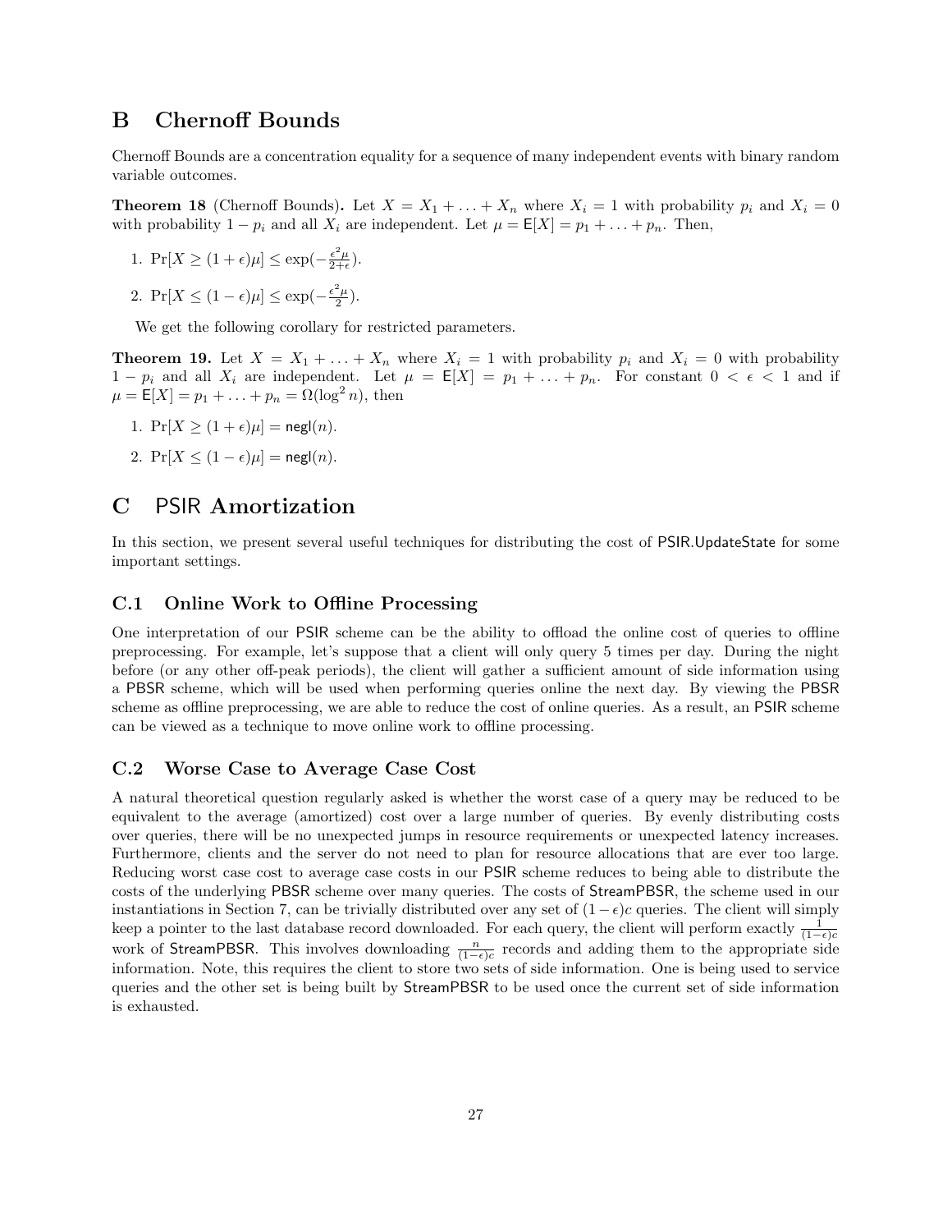# B Chernoff Bounds

Chernoff Bounds are a concentration equality for a sequence of many independent events with binary random variable outcomes.

**Theorem 18** (Chernoff Bounds)**.** Let $X = X_1 + \ldots + X_n$ where $X_i = 1$ with probability $p_i$ and $X_i = 0$ with probability $1 - p_i$ and all $X_i$ are independent. Let $\mu = \mathsf{E}[X] = p_1 + \ldots + p_n$. Then,

1. $\Pr[X \geq (1+\epsilon)\mu] \leq \exp(-\frac{\epsilon^2 \mu}{2+\epsilon})$.
2. $\Pr[X \leq (1-\epsilon)\mu] \leq \exp(-\frac{\epsilon^2 \mu}{2})$.

We get the following corollary for restricted parameters.

**Theorem 19.** Let $X = X_1 + \ldots + X_n$ where $X_i = 1$ with probability $p_i$ and $X_i = 0$ with probability $1 - p_i$ and all $X_i$ are independent. Let $\mu = \mathsf{E}[X] = p_1 + \ldots + p_n$. For constant $0 < \epsilon < 1$ and if $\mu = \mathsf{E}[X] = p_1 + \ldots + p_n = \Omega(\log^2 n)$, then

1. $\Pr[X \geq (1+\epsilon)\mu] = \mathsf{negl}(n)$.
2. $\Pr[X \leq (1-\epsilon)\mu] = \mathsf{negl}(n)$.

# C PSIR Amortization

In this section, we present several useful techniques for distributing the cost of PSIR.UpdateState for some important settings.

## C.1 Online Work to Offline Processing

One interpretation of our PSIR scheme can be the ability to offload the online cost of queries to offline preprocessing. For example, let's suppose that a client will only query 5 times per day. During the night before (or any other off-peak periods), the client will gather a sufficient amount of side information using a PBSR scheme, which will be used when performing queries online the next day. By viewing the PBSR scheme as offline preprocessing, we are able to reduce the cost of online queries. As a result, an PSIR scheme can be viewed as a technique to move online work to offline processing.

## C.2 Worse Case to Average Case Cost

A natural theoretical question regularly asked is whether the worst case of a query may be reduced to be equivalent to the average (amortized) cost over a large number of queries. By evenly distributing costs over queries, there will be no unexpected jumps in resource requirements or unexpected latency increases. Furthermore, clients and the server do not need to plan for resource allocations that are ever too large. Reducing worst case cost to average case costs in our PSIR scheme reduces to being able to distribute the costs of the underlying PBSR scheme over many queries. The costs of StreamPBSR, the scheme used in our instantiations in Section 7, can be trivially distributed over any set of $(1-\epsilon)c$ queries. The client will simply keep a pointer to the last database record downloaded. For each query, the client will perform exactly $\frac{1}{(1-\epsilon)c}$ work of StreamPBSR. This involves downloading $\frac{n}{(1-\epsilon)c}$ records and adding them to the appropriate side information. Note, this requires the client to store two sets of side information. One is being used to service queries and the other set is being built by StreamPBSR to be used once the current set of side information is exhausted.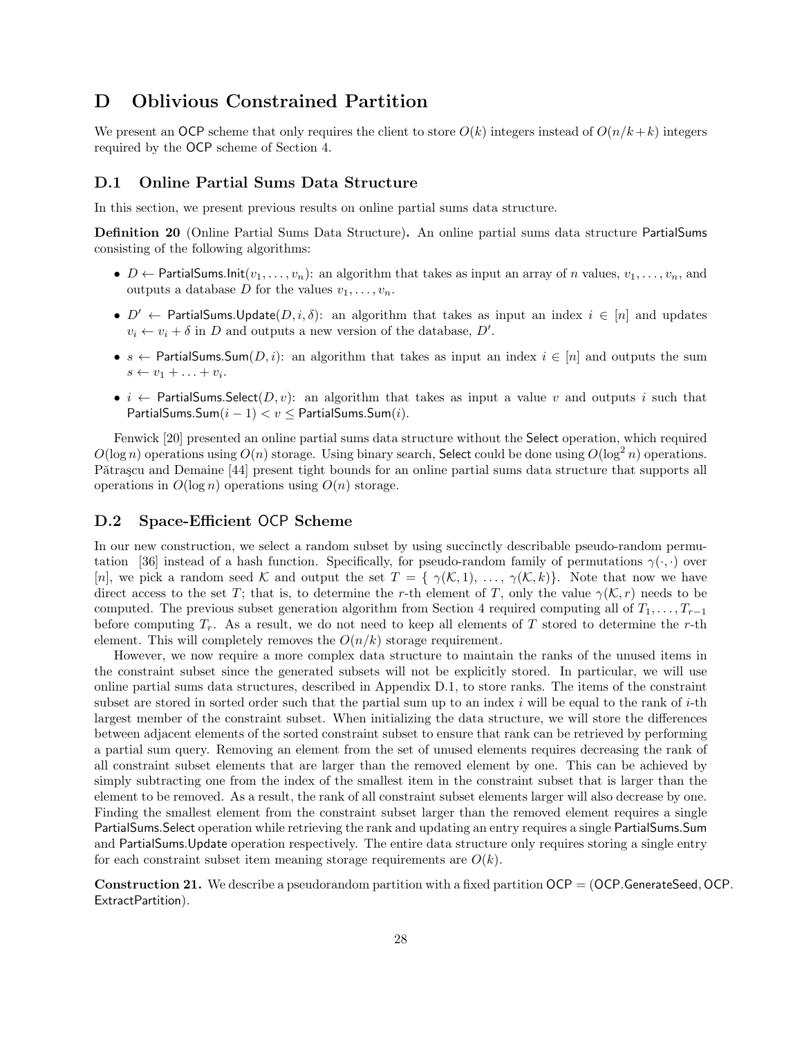# D Oblivious Constrained Partition

We present an OCP scheme that only requires the client to store $O(k)$ integers instead of $O(n/k+k)$ integers required by the OCP scheme of Section 4.

## D.1 Online Partial Sums Data Structure

In this section, we present previous results on online partial sums data structure.

**Definition 20** (Online Partial Sums Data Structure)**.** An online partial sums data structure PartialSums consisting of the following algorithms:

- $D \leftarrow \mathsf{PartialSums.Init}(v_1, \ldots, v_n)$: an algorithm that takes as input an array of $n$ values, $v_1, \ldots, v_n$, and outputs a database $D$ for the values $v_1, \ldots, v_n$.
- $D' \leftarrow \mathsf{PartialSums.Update}(D, i, \delta)$: an algorithm that takes as input an index $i \in [n]$ and updates $v_i \leftarrow v_i + \delta$ in $D$ and outputs a new version of the database, $D'$.
- $s \leftarrow \mathsf{PartialSums.Sum}(D, i)$: an algorithm that takes as input an index $i \in [n]$ and outputs the sum $s \leftarrow v_1 + \ldots + v_i$.
- $i \leftarrow \mathsf{PartialSums.Select}(D, v)$: an algorithm that takes as input a value $v$ and outputs $i$ such that $\mathsf{PartialSums.Sum}(i-1) < v \leq \mathsf{PartialSums.Sum}(i)$.

Fenwick [20] presented an online partial sums data structure without the Select operation, which required $O(\log n)$ operations using $O(n)$ storage. Using binary search, Select could be done using $O(\log^2 n)$ operations. Pătraşcu and Demaine [44] present tight bounds for an online partial sums data structure that supports all operations in $O(\log n)$ operations using $O(n)$ storage.

## D.2 Space-Efficient OCP Scheme

In our new construction, we select a random subset by using succinctly describable pseudo-random permutation [36] instead of a hash function. Specifically, for pseudo-random family of permutations $\gamma(\cdot, \cdot)$ over $[n]$, we pick a random seed $\mathcal{K}$ and output the set $T = \{\ \gamma(\mathcal{K}, 1),\ \ldots,\ \gamma(\mathcal{K}, k)\}$. Note that now we have direct access to the set $T$; that is, to determine the $r$-th element of $T$, only the value $\gamma(\mathcal{K}, r)$ needs to be computed. The previous subset generation algorithm from Section 4 required computing all of $T_1, \ldots, T_{r-1}$ before computing $T_r$. As a result, we do not need to keep all elements of $T$ stored to determine the $r$-th element. This will completely removes the $O(n/k)$ storage requirement.

However, we now require a more complex data structure to maintain the ranks of the unused items in the constraint subset since the generated subsets will not be explicitly stored. In particular, we will use online partial sums data structures, described in Appendix D.1, to store ranks. The items of the constraint subset are stored in sorted order such that the partial sum up to an index $i$ will be equal to the rank of $i$-th largest member of the constraint subset. When initializing the data structure, we will store the differences between adjacent elements of the sorted constraint subset to ensure that rank can be retrieved by performing a partial sum query. Removing an element from the set of unused elements requires decreasing the rank of all constraint subset elements that are larger than the removed element by one. This can be achieved by simply subtracting one from the index of the smallest item in the constraint subset that is larger than the element to be removed. As a result, the rank of all constraint subset elements larger will also decrease by one. Finding the smallest element from the constraint subset larger than the removed element requires a single PartialSums.Select operation while retrieving the rank and updating an entry requires a single PartialSums.Sum and PartialSums.Update operation respectively. The entire data structure only requires storing a single entry for each constraint subset item meaning storage requirements are $O(k)$.

**Construction 21.** We describe a pseudorandom partition with a fixed partition OCP = (OCP.GenerateSeed, OCP.ExtractPartition).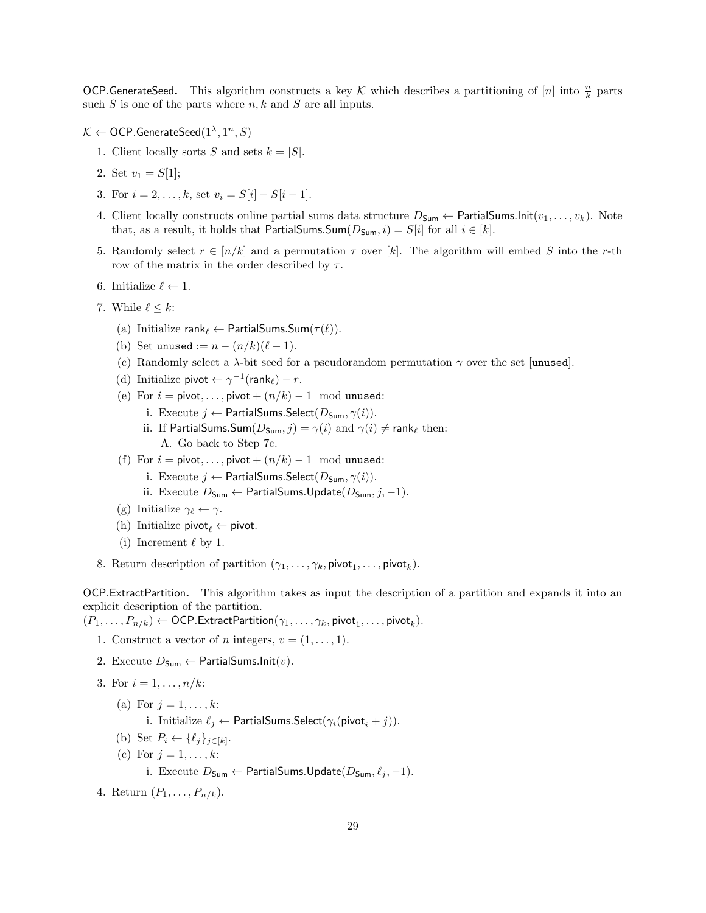**OCP.GenerateSeed.** This algorithm constructs a key $\mathcal{K}$ which describes a partitioning of $[n]$ into $\frac{n}{k}$ parts such $S$ is one of the parts where $n, k$ and $S$ are all inputs.

$\mathcal{K} \leftarrow \mathsf{OCP.GenerateSeed}(1^\lambda, 1^n, S)$

1. Client locally sorts $S$ and sets $k = |S|$.
2. Set $v_1 = S[1]$;
3. For $i = 2, \ldots, k$, set $v_i = S[i] - S[i-1]$.
4. Client locally constructs online partial sums data structure $D_{\mathsf{Sum}} \leftarrow \mathsf{PartialSums.Init}(v_1, \ldots, v_k)$. Note that, as a result, it holds that $\mathsf{PartialSums.Sum}(D_{\mathsf{Sum}}, i) = S[i]$ for all $i \in [k]$.
5. Randomly select $r \in [n/k]$ and a permutation $\tau$ over $[k]$. The algorithm will embed $S$ into the $r$-th row of the matrix in the order described by $\tau$.
6. Initialize $\ell \leftarrow 1$.
7. While $\ell \leq k$:
   (a) Initialize $\mathsf{rank}_\ell \leftarrow \mathsf{PartialSums.Sum}(\tau(\ell))$.
   (b) Set $\mathtt{unused} := n - (n/k)(\ell - 1)$.
   (c) Randomly select a $\lambda$-bit seed for a pseudorandom permutation $\gamma$ over the set $[\mathtt{unused}]$.
   (d) Initialize $\mathsf{pivot} \leftarrow \gamma^{-1}(\mathsf{rank}_\ell) - r$.
   (e) For $i = \mathsf{pivot}, \ldots, \mathsf{pivot} + (n/k) - 1 \mod \mathtt{unused}$:
      i. Execute $j \leftarrow \mathsf{PartialSums.Select}(D_{\mathsf{Sum}}, \gamma(i))$.
      ii. If $\mathsf{PartialSums.Sum}(D_{\mathsf{Sum}}, j) = \gamma(i)$ and $\gamma(i) \neq \mathsf{rank}_\ell$ then:
         A. Go back to Step 7c.
   (f) For $i = \mathsf{pivot}, \ldots, \mathsf{pivot} + (n/k) - 1 \mod \mathtt{unused}$:
      i. Execute $j \leftarrow \mathsf{PartialSums.Select}(D_{\mathsf{Sum}}, \gamma(i))$.
      ii. Execute $D_{\mathsf{Sum}} \leftarrow \mathsf{PartialSums.Update}(D_{\mathsf{Sum}}, j, -1)$.
   (g) Initialize $\gamma_\ell \leftarrow \gamma$.
   (h) Initialize $\mathsf{pivot}_\ell \leftarrow \mathsf{pivot}$.
   (i) Increment $\ell$ by 1.
8. Return description of partition $(\gamma_1, \ldots, \gamma_k, \mathsf{pivot}_1, \ldots, \mathsf{pivot}_k)$.

**OCP.ExtractPartition.** This algorithm takes as input the description of a partition and expands it into an explicit description of the partition.
$(P_1, \ldots, P_{n/k}) \leftarrow \mathsf{OCP.ExtractPartition}(\gamma_1, \ldots, \gamma_k, \mathsf{pivot}_1, \ldots, \mathsf{pivot}_k)$.

1. Construct a vector of $n$ integers, $v = (1, \ldots, 1)$.
2. Execute $D_{\mathsf{Sum}} \leftarrow \mathsf{PartialSums.Init}(v)$.
3. For $i = 1, \ldots, n/k$:
   (a) For $j = 1, \ldots, k$:
      i. Initialize $\ell_j \leftarrow \mathsf{PartialSums.Select}(\gamma_i(\mathsf{pivot}_i + j))$.
   (b) Set $P_i \leftarrow \{\ell_j\}_{j \in [k]}$.
   (c) For $j = 1, \ldots, k$:
      i. Execute $D_{\mathsf{Sum}} \leftarrow \mathsf{PartialSums.Update}(D_{\mathsf{Sum}}, \ell_j, -1)$.
4. Return $(P_1, \ldots, P_{n/k})$.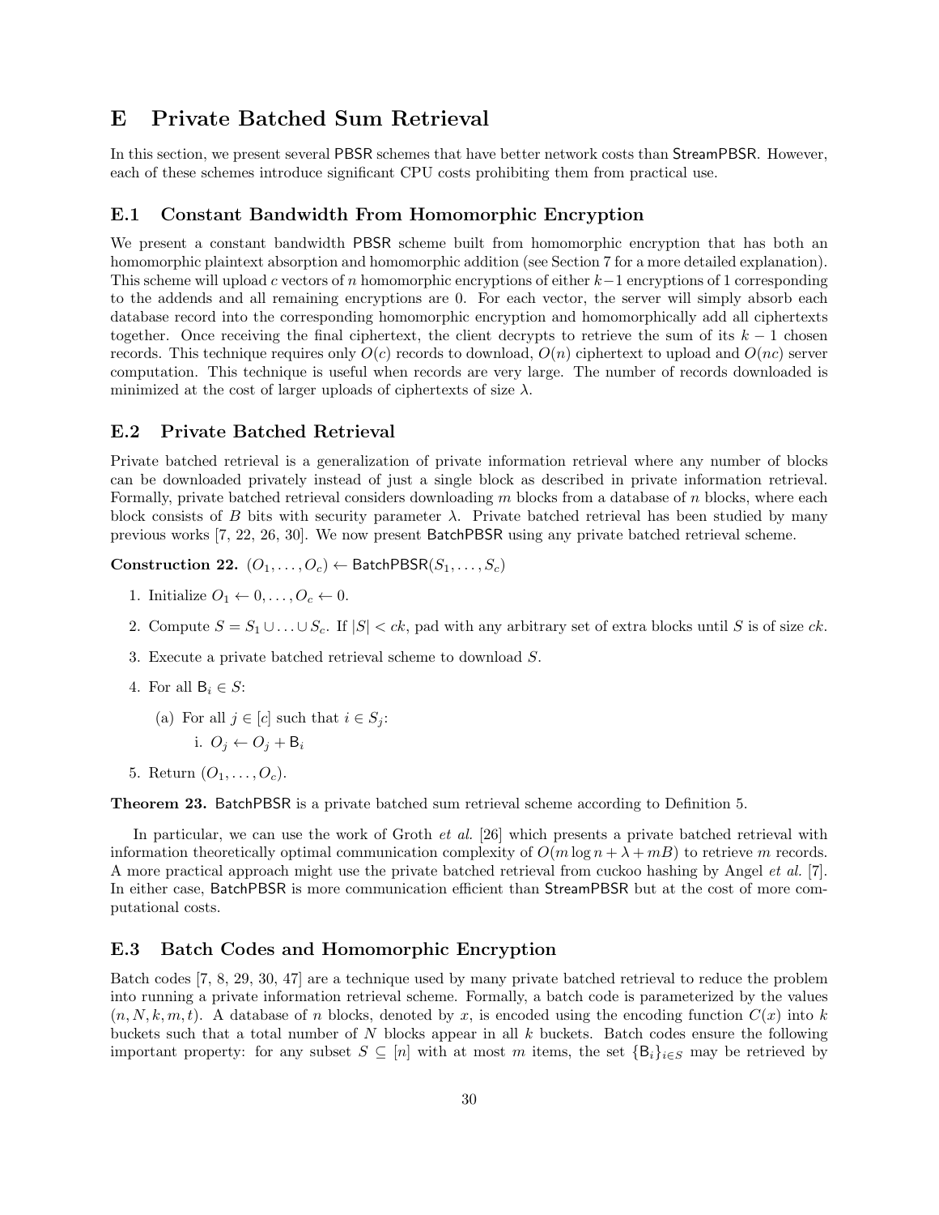# E Private Batched Sum Retrieval

In this section, we present several PBSR schemes that have better network costs than StreamPBSR. However, each of these schemes introduce significant CPU costs prohibiting them from practical use.

## E.1 Constant Bandwidth From Homomorphic Encryption

We present a constant bandwidth PBSR scheme built from homomorphic encryption that has both an homomorphic plaintext absorption and homomorphic addition (see Section 7 for a more detailed explanation). This scheme will upload $c$ vectors of $n$ homomorphic encryptions of either $k-1$ encryptions of 1 corresponding to the addends and all remaining encryptions are 0. For each vector, the server will simply absorb each database record into the corresponding homomorphic encryption and homomorphically add all ciphertexts together. Once receiving the final ciphertext, the client decrypts to retrieve the sum of its $k-1$ chosen records. This technique requires only $O(c)$ records to download, $O(n)$ ciphertext to upload and $O(nc)$ server computation. This technique is useful when records are very large. The number of records downloaded is minimized at the cost of larger uploads of ciphertexts of size $\lambda$.

## E.2 Private Batched Retrieval

Private batched retrieval is a generalization of private information retrieval where any number of blocks can be downloaded privately instead of just a single block as described in private information retrieval. Formally, private batched retrieval considers downloading $m$ blocks from a database of $n$ blocks, where each block consists of $B$ bits with security parameter $\lambda$. Private batched retrieval has been studied by many previous works [7, 22, 26, 30]. We now present BatchPBSR using any private batched retrieval scheme.

**Construction 22.** $(O_1, \ldots, O_c) \leftarrow \mathsf{BatchPBSR}(S_1, \ldots, S_c)$

1. Initialize $O_1 \leftarrow 0, \ldots, O_c \leftarrow 0$.
2. Compute $S = S_1 \cup \ldots \cup S_c$. If $|S| < ck$, pad with any arbitrary set of extra blocks until $S$ is of size $ck$.
3. Execute a private batched retrieval scheme to download $S$.
4. For all $\mathsf{B}_i \in S$:
   (a) For all $j \in [c]$ such that $i \in S_j$:
      i. $O_j \leftarrow O_j + \mathsf{B}_i$
5. Return $(O_1, \ldots, O_c)$.

**Theorem 23.** BatchPBSR is a private batched sum retrieval scheme according to Definition 5.

In particular, we can use the work of Groth *et al.* [26] which presents a private batched retrieval with information theoretically optimal communication complexity of $O(m \log n + \lambda + mB)$ to retrieve $m$ records. A more practical approach might use the private batched retrieval from cuckoo hashing by Angel *et al.* [7]. In either case, BatchPBSR is more communication efficient than StreamPBSR but at the cost of more computational costs.

## E.3 Batch Codes and Homomorphic Encryption

Batch codes [7, 8, 29, 30, 47] are a technique used by many private batched retrieval to reduce the problem into running a private information retrieval scheme. Formally, a batch code is parameterized by the values $(n, N, k, m, t)$. A database of $n$ blocks, denoted by $x$, is encoded using the encoding function $C(x)$ into $k$ buckets such that a total number of $N$ blocks appear in all $k$ buckets. Batch codes ensure the following important property: for any subset $S \subseteq [n]$ with at most $m$ items, the set $\{\mathsf{B}_i\}_{i \in S}$ may be retrieved by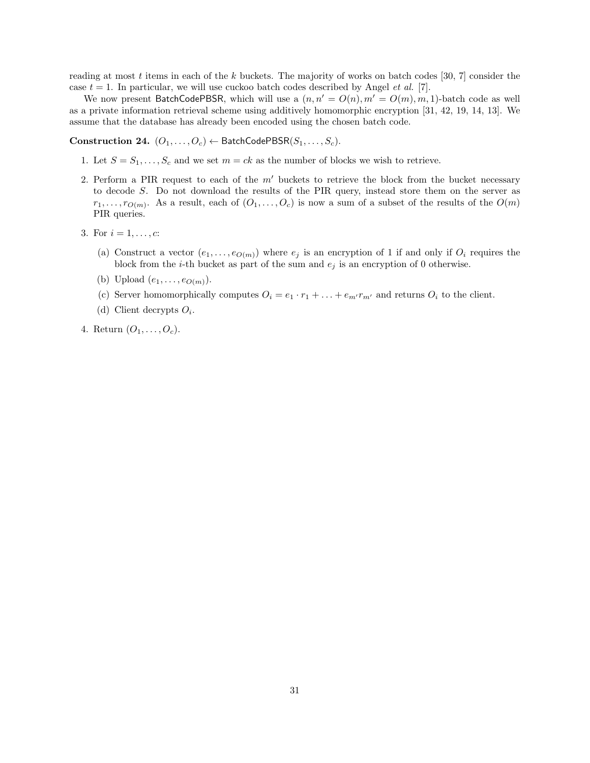reading at most $t$ items in each of the $k$ buckets. The majority of works on batch codes [30, 7] consider the case $t = 1$. In particular, we will use cuckoo batch codes described by Angel *et al.* [7].

We now present BatchCodePBSR, which will use a $(n, n' = O(n), m' = O(m), m, 1)$-batch code as well as a private information retrieval scheme using additively homomorphic encryption [31, 42, 19, 14, 13]. We assume that the database has already been encoded using the chosen batch code.

**Construction 24.** $(O_1, \ldots, O_c) \leftarrow \mathsf{BatchCodePBSR}(S_1, \ldots, S_c)$.

1. Let $S = S_1, \ldots, S_c$ and we set $m = ck$ as the number of blocks we wish to retrieve.
2. Perform a PIR request to each of the $m'$ buckets to retrieve the block from the bucket necessary to decode $S$. Do not download the results of the PIR query, instead store them on the server as $r_1, \ldots, r_{O(m)}$. As a result, each of $(O_1, \ldots, O_c)$ is now a sum of a subset of the results of the $O(m)$ PIR queries.
3. For $i = 1, \ldots, c$:
   - (a) Construct a vector $(e_1, \ldots, e_{O(m)})$ where $e_j$ is an encryption of 1 if and only if $O_i$ requires the block from the $i$-th bucket as part of the sum and $e_j$ is an encryption of 0 otherwise.
   - (b) Upload $(e_1, \ldots, e_{O(m)})$.
   - (c) Server homomorphically computes $O_i = e_1 \cdot r_1 + \ldots + e_{m'} r_{m'}$ and returns $O_i$ to the client.
   - (d) Client decrypts $O_i$.
4. Return $(O_1, \ldots, O_c)$.